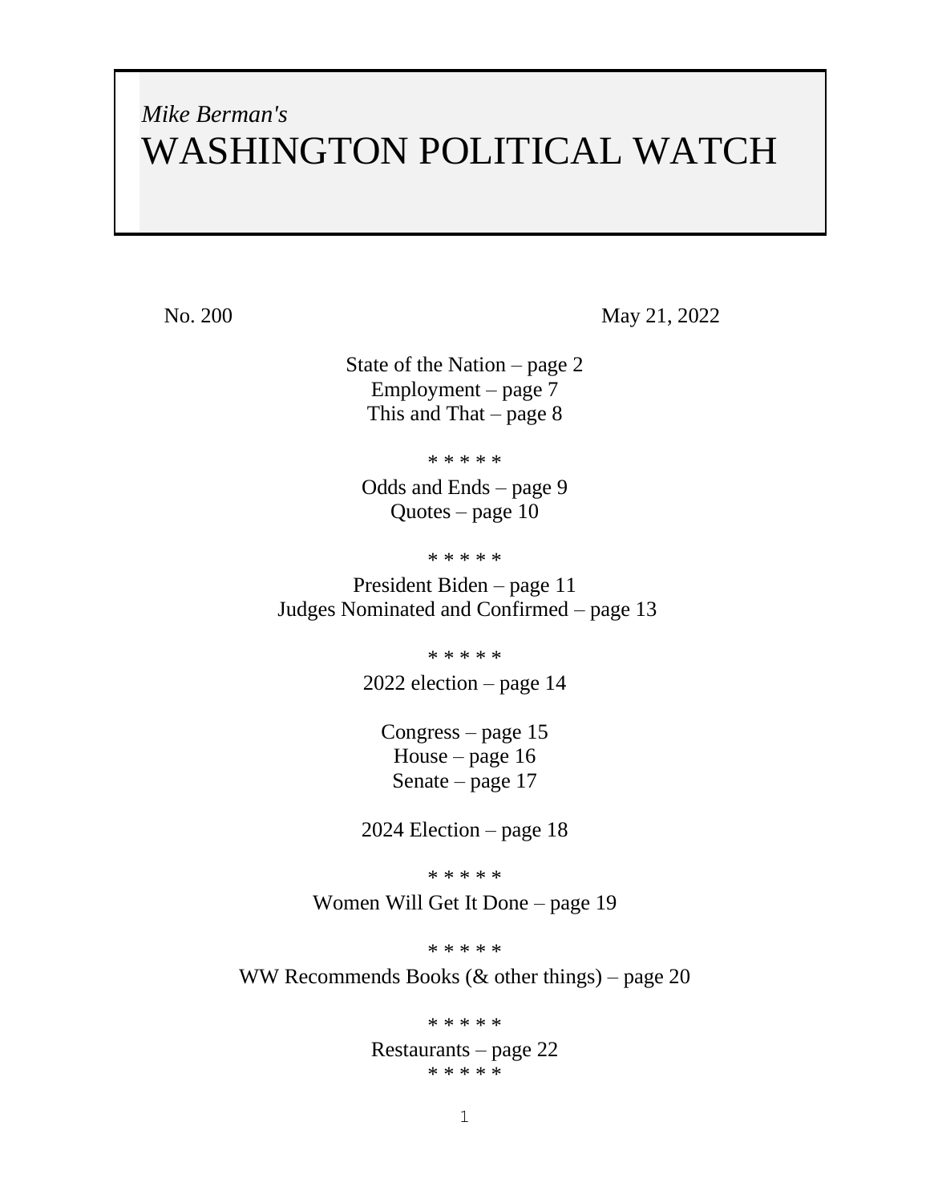*Mike Berman's*

# WASHINGTON POLITICAL WATCH

No. 200 May 21, 2022

State of the Nation – page 2
Employment – page 7
This and That – page 8

* * * * *

Odds and Ends – page 9
Quotes – page 10

* * * * *

President Biden – page 11
Judges Nominated and Confirmed – page 13

* * * * *

2022 election – page 14

Congress – page 15
House – page 16
Senate – page 17

2024 Election – page 18

* * * * *

Women Will Get It Done – page 19

* * * * *

WW Recommends Books (& other things) – page 20

* * * * *

Restaurants – page 22

* * * * *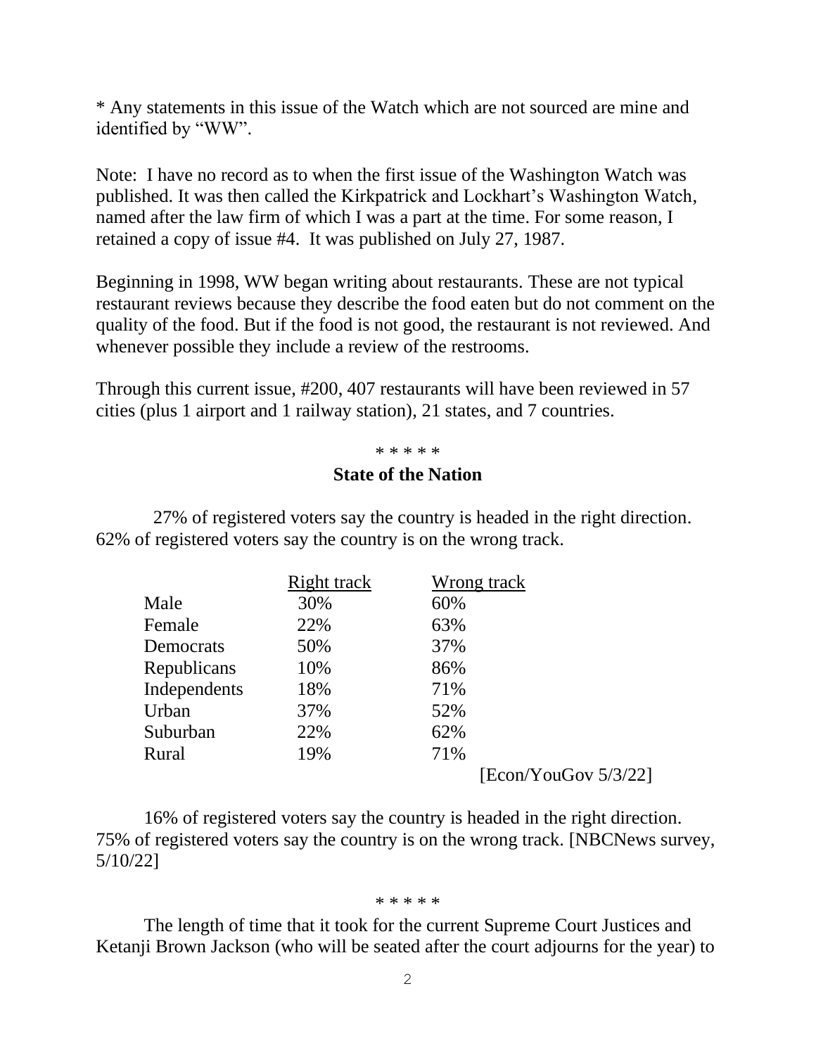* Any statements in this issue of the Watch which are not sourced are mine and identified by "WW".

Note: I have no record as to when the first issue of the Washington Watch was published. It was then called the Kirkpatrick and Lockhart's Washington Watch, named after the law firm of which I was a part at the time. For some reason, I retained a copy of issue #4. It was published on July 27, 1987.

Beginning in 1998, WW began writing about restaurants. These are not typical restaurant reviews because they describe the food eaten but do not comment on the quality of the food. But if the food is not good, the restaurant is not reviewed. And whenever possible they include a review of the restrooms.

Through this current issue, #200, 407 restaurants will have been reviewed in 57 cities (plus 1 airport and 1 railway station), 21 states, and 7 countries.

\* \* \* \* \*

## State of the Nation

27% of registered voters say the country is headed in the right direction. 62% of registered voters say the country is on the wrong track.

| | Right track | Wrong track |
|---|---|---|
| Male | 30% | 60% |
| Female | 22% | 63% |
| Democrats | 50% | 37% |
| Republicans | 10% | 86% |
| Independents | 18% | 71% |
| Urban | 37% | 52% |
| Suburban | 22% | 62% |
| Rural | 19% | 71% |

[Econ/YouGov 5/3/22]

16% of registered voters say the country is headed in the right direction. 75% of registered voters say the country is on the wrong track. [NBCNews survey, 5/10/22]

\* \* \* \* \*

The length of time that it took for the current Supreme Court Justices and Ketanji Brown Jackson (who will be seated after the court adjourns for the year) to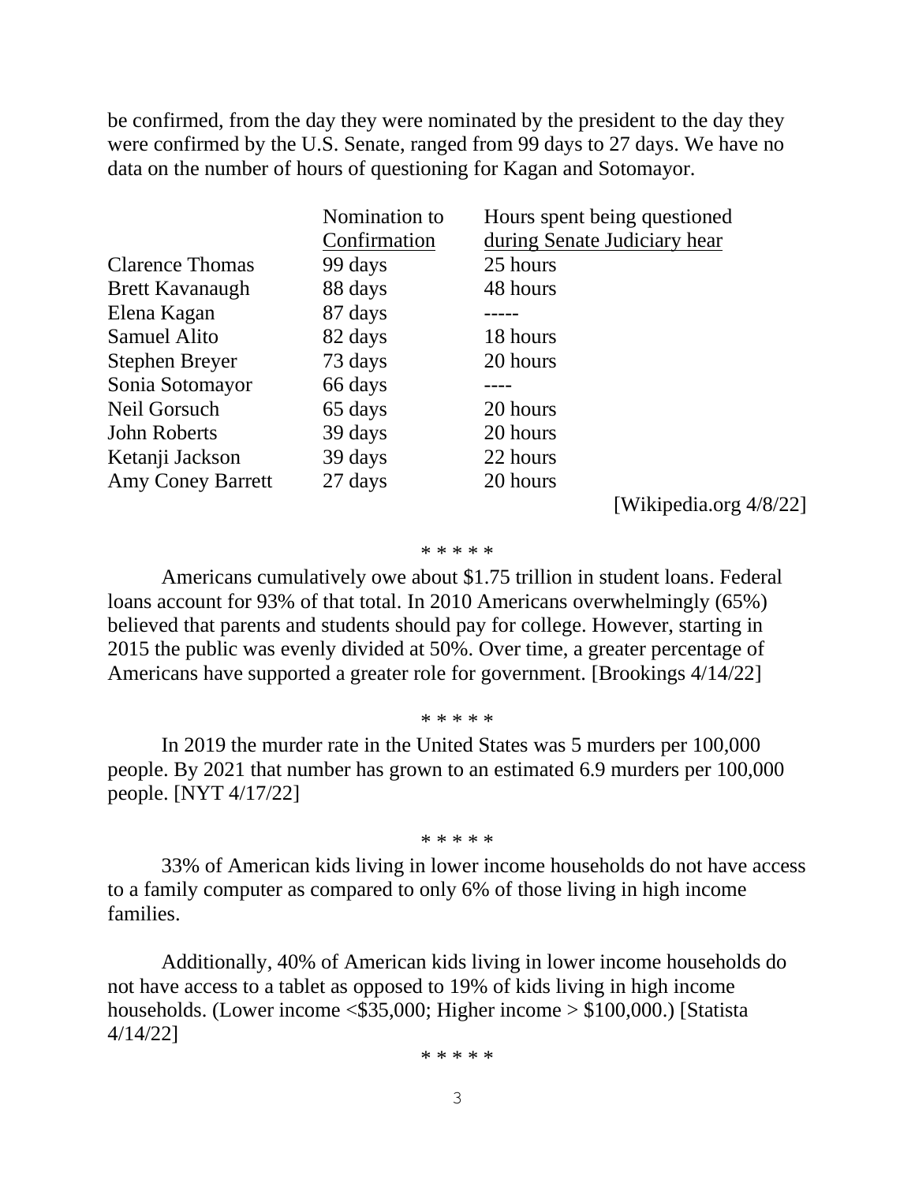be confirmed, from the day they were nominated by the president to the day they were confirmed by the U.S. Senate, ranged from 99 days to 27 days. We have no data on the number of hours of questioning for Kagan and Sotomayor.

| | Nomination to Confirmation | Hours spent being questioned during Senate Judiciary hear |
|---|---|---|
| Clarence Thomas | 99 days | 25 hours |
| Brett Kavanaugh | 88 days | 48 hours |
| Elena Kagan | 87 days | ----- |
| Samuel Alito | 82 days | 18 hours |
| Stephen Breyer | 73 days | 20 hours |
| Sonia Sotomayor | 66 days | ---- |
| Neil Gorsuch | 65 days | 20 hours |
| John Roberts | 39 days | 20 hours |
| Ketanji Jackson | 39 days | 22 hours |
| Amy Coney Barrett | 27 days | 20 hours |

[Wikipedia.org 4/8/22]

\* \* \* \* \*

Americans cumulatively owe about $1.75 trillion in student loans. Federal loans account for 93% of that total. In 2010 Americans overwhelmingly (65%) believed that parents and students should pay for college. However, starting in 2015 the public was evenly divided at 50%. Over time, a greater percentage of Americans have supported a greater role for government. [Brookings 4/14/22]

\* \* \* \* \*

In 2019 the murder rate in the United States was 5 murders per 100,000 people. By 2021 that number has grown to an estimated 6.9 murders per 100,000 people. [NYT 4/17/22]

\* \* \* \* \*

33% of American kids living in lower income households do not have access to a family computer as compared to only 6% of those living in high income families.

Additionally, 40% of American kids living in lower income households do not have access to a tablet as opposed to 19% of kids living in high income households. (Lower income <$35,000; Higher income > $100,000.) [Statista 4/14/22]

\* \* \* \* \*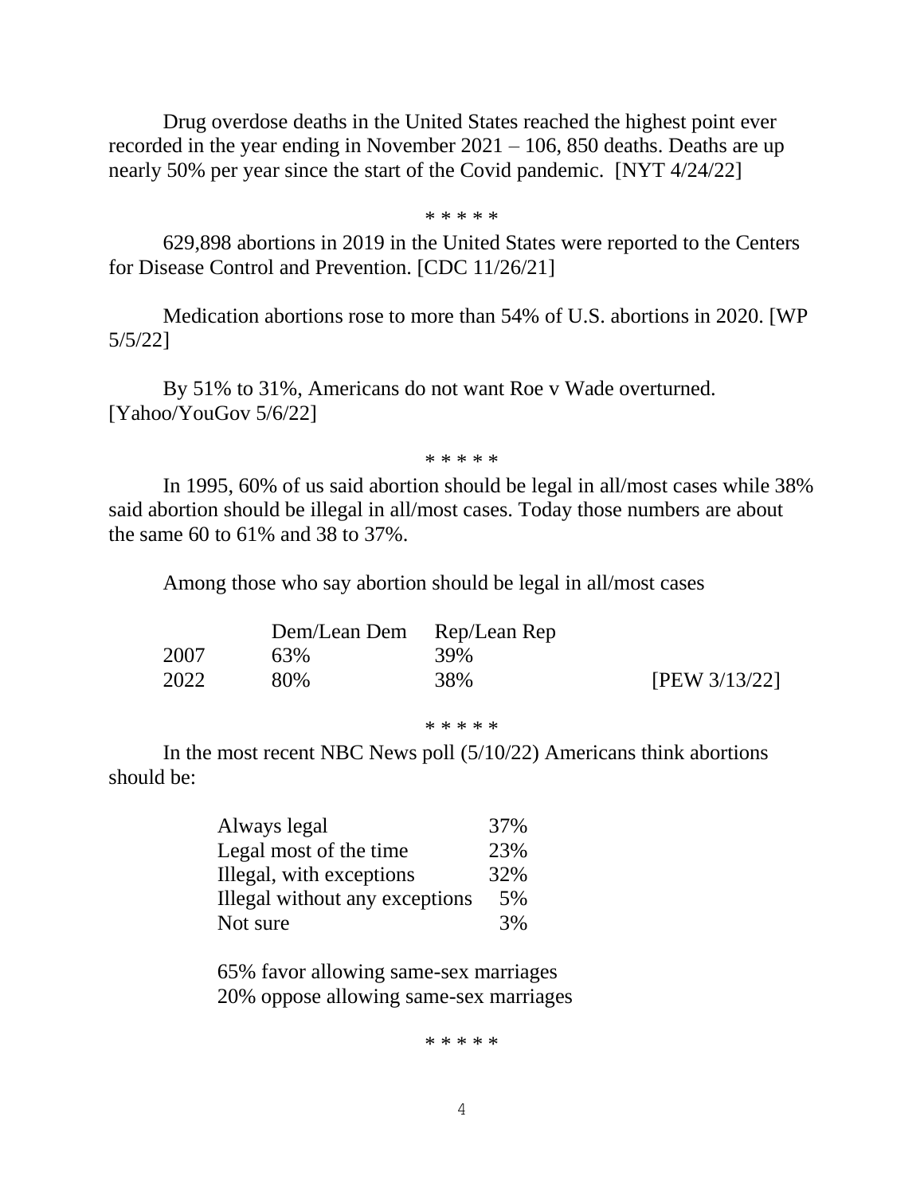Drug overdose deaths in the United States reached the highest point ever recorded in the year ending in November 2021 – 106, 850 deaths. Deaths are up nearly 50% per year since the start of the Covid pandemic. [NYT 4/24/22]

* * * * *

629,898 abortions in 2019 in the United States were reported to the Centers for Disease Control and Prevention. [CDC 11/26/21]

Medication abortions rose to more than 54% of U.S. abortions in 2020. [WP 5/5/22]

By 51% to 31%, Americans do not want Roe v Wade overturned. [Yahoo/YouGov 5/6/22]

* * * * *

In 1995, 60% of us said abortion should be legal in all/most cases while 38% said abortion should be illegal in all/most cases. Today those numbers are about the same 60 to 61% and 38 to 37%.

Among those who say abortion should be legal in all/most cases

| | Dem/Lean Dem | Rep/Lean Rep | |
|---|---|---|---|
| 2007 | 63% | 39% | |
| 2022 | 80% | 38% | [PEW 3/13/22] |

* * * * *

In the most recent NBC News poll (5/10/22) Americans think abortions should be:

| | |
|---|---|
| Always legal | 37% |
| Legal most of the time | 23% |
| Illegal, with exceptions | 32% |
| Illegal without any exceptions | 5% |
| Not sure | 3% |

65% favor allowing same-sex marriages
20% oppose allowing same-sex marriages

* * * * *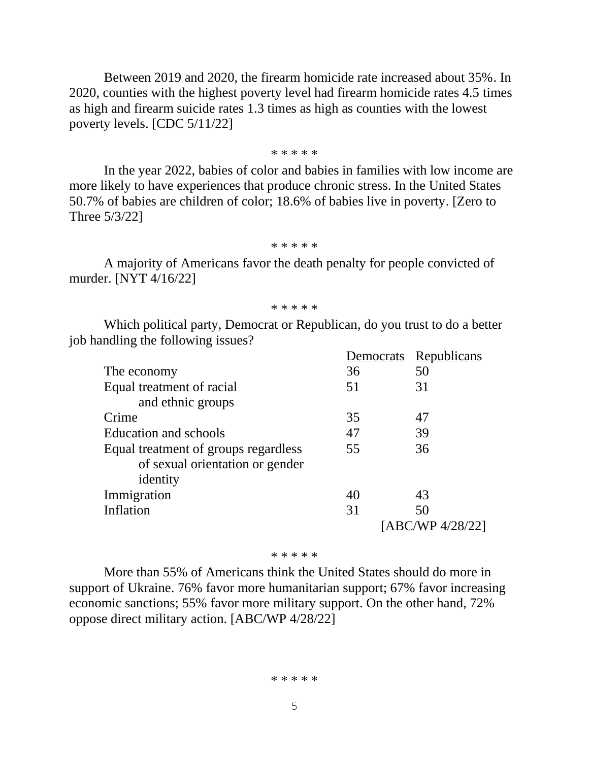Between 2019 and 2020, the firearm homicide rate increased about 35%. In 2020, counties with the highest poverty level had firearm homicide rates 4.5 times as high and firearm suicide rates 1.3 times as high as counties with the lowest poverty levels. [CDC 5/11/22]

\* \* \* \* \*

In the year 2022, babies of color and babies in families with low income are more likely to have experiences that produce chronic stress. In the United States 50.7% of babies are children of color; 18.6% of babies live in poverty. [Zero to Three 5/3/22]

\* \* \* \* \*

A majority of Americans favor the death penalty for people convicted of murder. [NYT 4/16/22]

\* \* \* \* \*

Which political party, Democrat or Republican, do you trust to do a better job handling the following issues?

| | Democrats | Republicans |
|---|---|---|
| The economy | 36 | 50 |
| Equal treatment of racial and ethnic groups | 51 | 31 |
| Crime | 35 | 47 |
| Education and schools | 47 | 39 |
| Equal treatment of groups regardless of sexual orientation or gender identity | 55 | 36 |
| Immigration | 40 | 43 |
| Inflation | 31 | 50 |

[ABC/WP 4/28/22]

\* \* \* \* \*

More than 55% of Americans think the United States should do more in support of Ukraine. 76% favor more humanitarian support; 67% favor increasing economic sanctions; 55% favor more military support. On the other hand, 72% oppose direct military action. [ABC/WP 4/28/22]

\* \* \* \* \*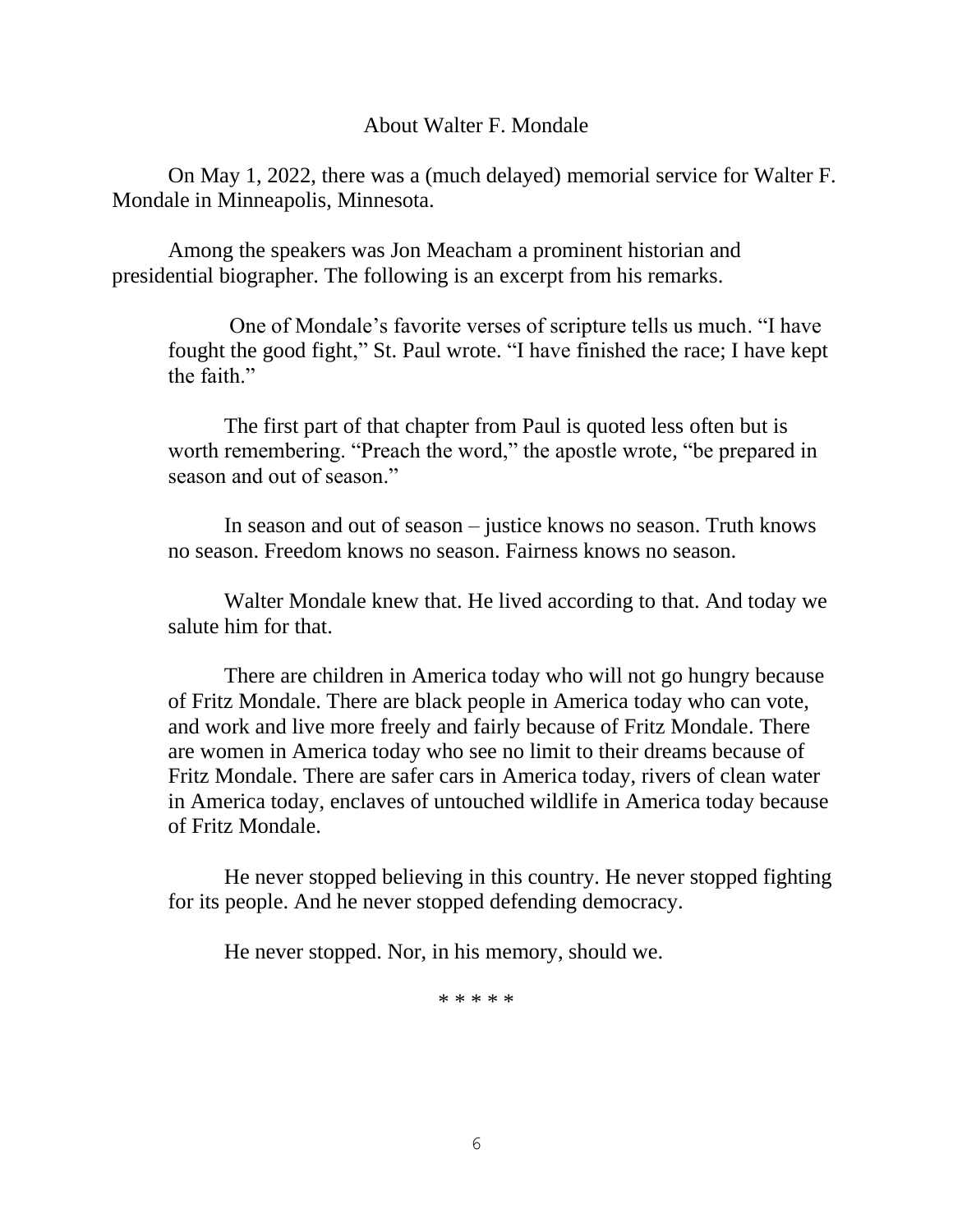## About Walter F. Mondale

On May 1, 2022, there was a (much delayed) memorial service for Walter F. Mondale in Minneapolis, Minnesota.

Among the speakers was Jon Meacham a prominent historian and presidential biographer. The following is an excerpt from his remarks.

> One of Mondale's favorite verses of scripture tells us much. "I have fought the good fight," St. Paul wrote. "I have finished the race; I have kept the faith."
>
> The first part of that chapter from Paul is quoted less often but is worth remembering. "Preach the word," the apostle wrote, "be prepared in season and out of season."
>
> In season and out of season – justice knows no season. Truth knows no season. Freedom knows no season. Fairness knows no season.
>
> Walter Mondale knew that. He lived according to that. And today we salute him for that.
>
> There are children in America today who will not go hungry because of Fritz Mondale. There are black people in America today who can vote, and work and live more freely and fairly because of Fritz Mondale. There are women in America today who see no limit to their dreams because of Fritz Mondale. There are safer cars in America today, rivers of clean water in America today, enclaves of untouched wildlife in America today because of Fritz Mondale.
>
> He never stopped believing in this country. He never stopped fighting for its people. And he never stopped defending democracy.
>
> He never stopped. Nor, in his memory, should we.

* * * * *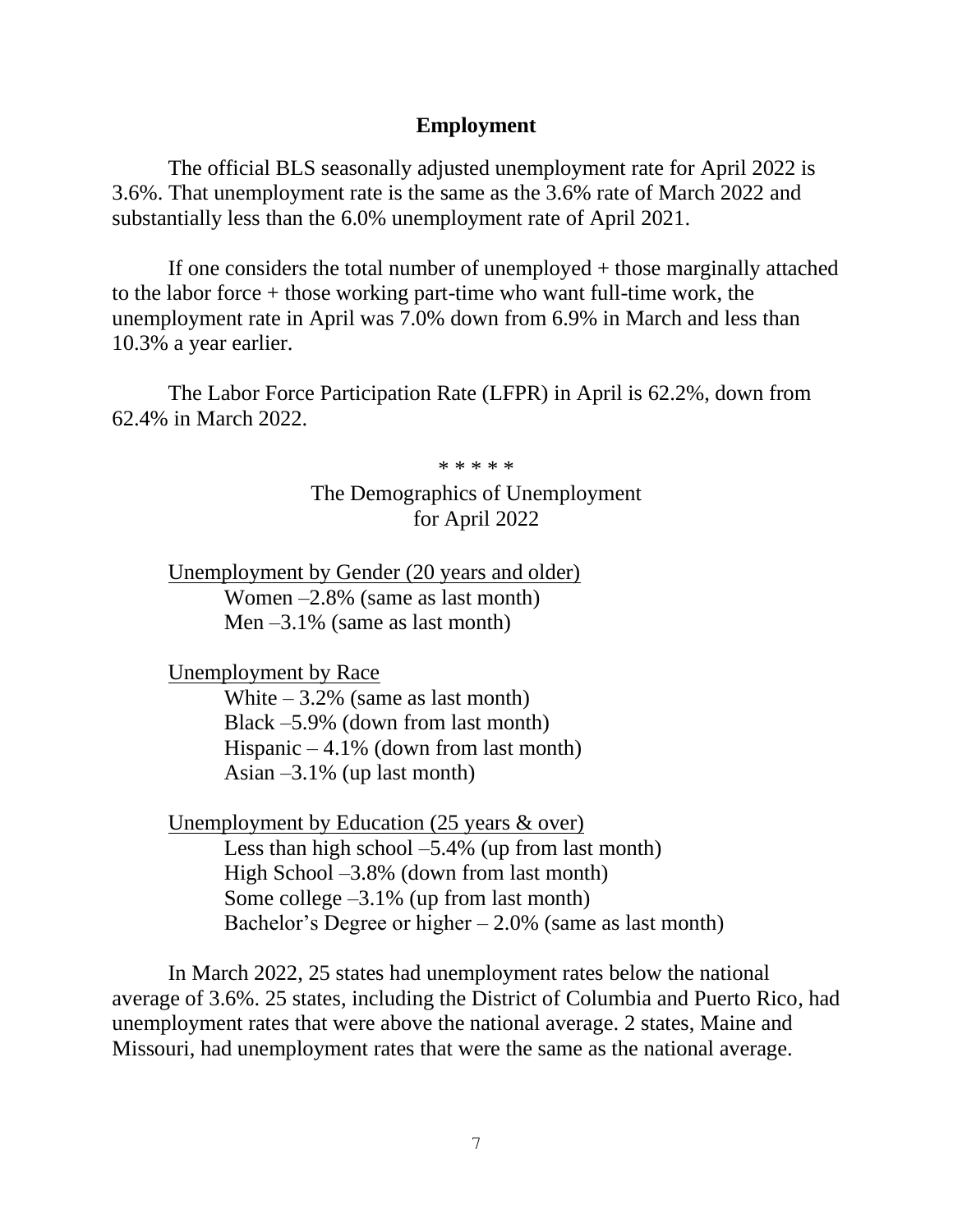## Employment

The official BLS seasonally adjusted unemployment rate for April 2022 is 3.6%. That unemployment rate is the same as the 3.6% rate of March 2022 and substantially less than the 6.0% unemployment rate of April 2021.

If one considers the total number of unemployed + those marginally attached to the labor force + those working part-time who want full-time work, the unemployment rate in April was 7.0% down from 6.9% in March and less than 10.3% a year earlier.

The Labor Force Participation Rate (LFPR) in April is 62.2%, down from 62.4% in March 2022.

\* \* \* \* \*

The Demographics of Unemployment
for April 2022

Unemployment by Gender (20 years and older)

- Women –2.8% (same as last month)
- Men –3.1% (same as last month)

Unemployment by Race

- White – 3.2% (same as last month)
- Black –5.9% (down from last month)
- Hispanic – 4.1% (down from last month)
- Asian –3.1% (up last month)

Unemployment by Education (25 years & over)

- Less than high school –5.4% (up from last month)
- High School –3.8% (down from last month)
- Some college –3.1% (up from last month)
- Bachelor's Degree or higher – 2.0% (same as last month)

In March 2022, 25 states had unemployment rates below the national average of 3.6%. 25 states, including the District of Columbia and Puerto Rico, had unemployment rates that were above the national average. 2 states, Maine and Missouri, had unemployment rates that were the same as the national average.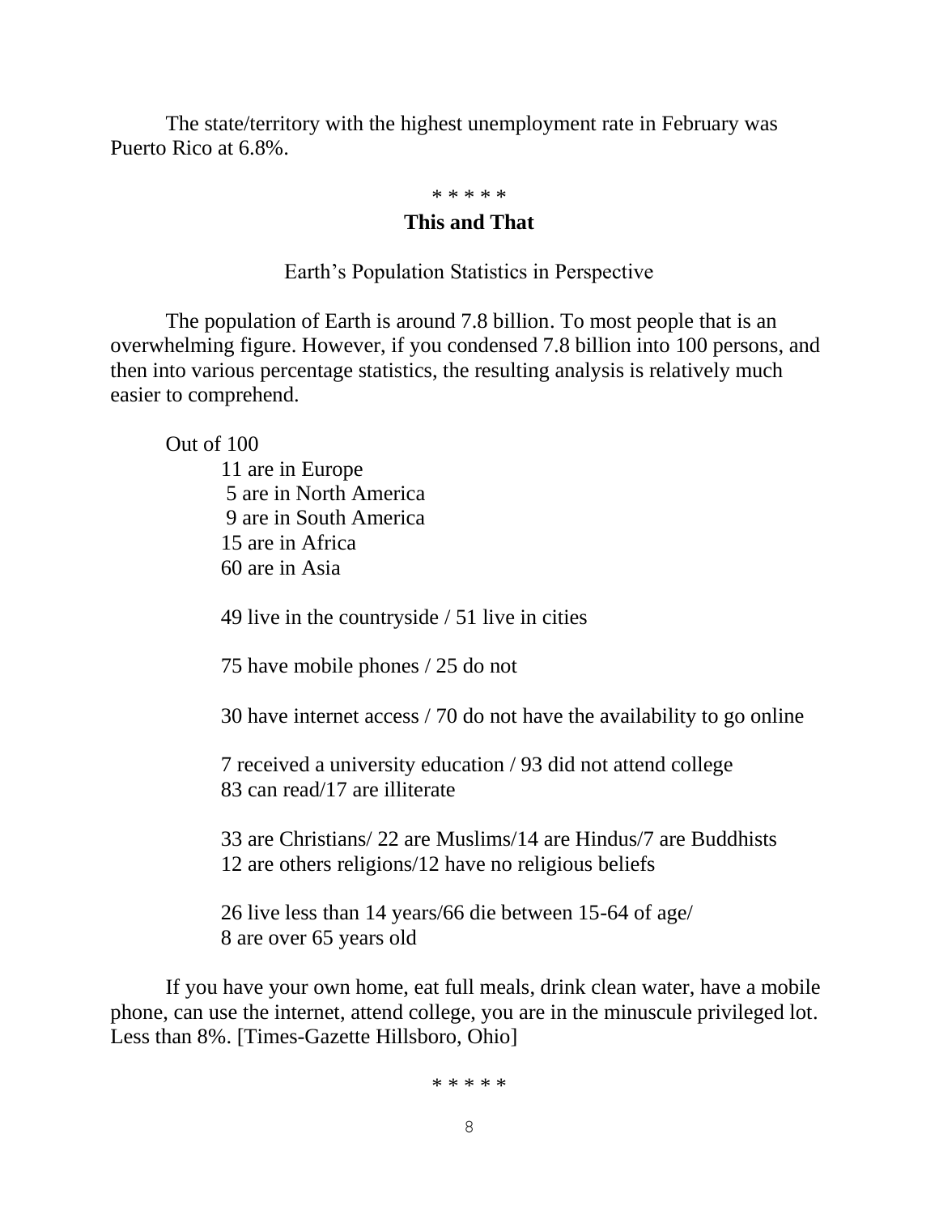The state/territory with the highest unemployment rate in February was Puerto Rico at 6.8%.

* * * * *

## This and That

### Earth's Population Statistics in Perspective

The population of Earth is around 7.8 billion. To most people that is an overwhelming figure. However, if you condensed 7.8 billion into 100 persons, and then into various percentage statistics, the resulting analysis is relatively much easier to comprehend.

Out of 100

11 are in Europe
5 are in North America
9 are in South America
15 are in Africa
60 are in Asia

49 live in the countryside / 51 live in cities

75 have mobile phones / 25 do not

30 have internet access / 70 do not have the availability to go online

7 received a university education / 93 did not attend college
83 can read/17 are illiterate

33 are Christians/ 22 are Muslims/14 are Hindus/7 are Buddhists
12 are others religions/12 have no religious beliefs

26 live less than 14 years/66 die between 15-64 of age/
8 are over 65 years old

If you have your own home, eat full meals, drink clean water, have a mobile phone, can use the internet, attend college, you are in the minuscule privileged lot. Less than 8%. [Times-Gazette Hillsboro, Ohio]

* * * * *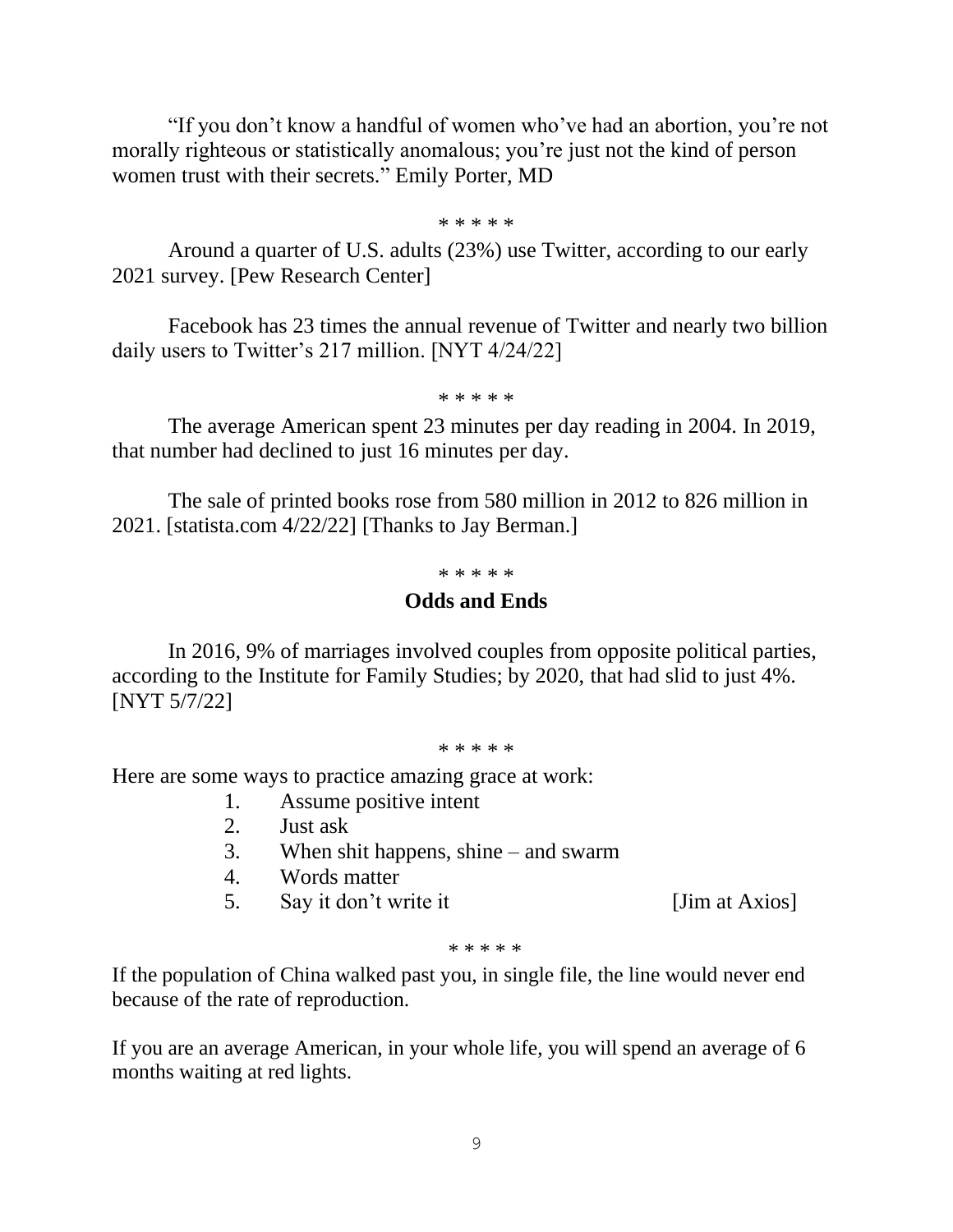"If you don't know a handful of women who've had an abortion, you're not morally righteous or statistically anomalous; you're just not the kind of person women trust with their secrets." Emily Porter, MD

\* \* \* \* \*

Around a quarter of U.S. adults (23%) use Twitter, according to our early 2021 survey. [Pew Research Center]

Facebook has 23 times the annual revenue of Twitter and nearly two billion daily users to Twitter's 217 million. [NYT 4/24/22]

\* \* \* \* \*

The average American spent 23 minutes per day reading in 2004. In 2019, that number had declined to just 16 minutes per day.

The sale of printed books rose from 580 million in 2012 to 826 million in 2021. [statista.com 4/22/22] [Thanks to Jay Berman.]

\* \* \* \* \*

## Odds and Ends

In 2016, 9% of marriages involved couples from opposite political parties, according to the Institute for Family Studies; by 2020, that had slid to just 4%. [NYT 5/7/22]

\* \* \* \* \*

Here are some ways to practice amazing grace at work:

1. Assume positive intent
2. Just ask
3. When shit happens, shine – and swarm
4. Words matter
5. Say it don't write it [Jim at Axios]

\* \* \* \* \*

If the population of China walked past you, in single file, the line would never end because of the rate of reproduction.

If you are an average American, in your whole life, you will spend an average of 6 months waiting at red lights.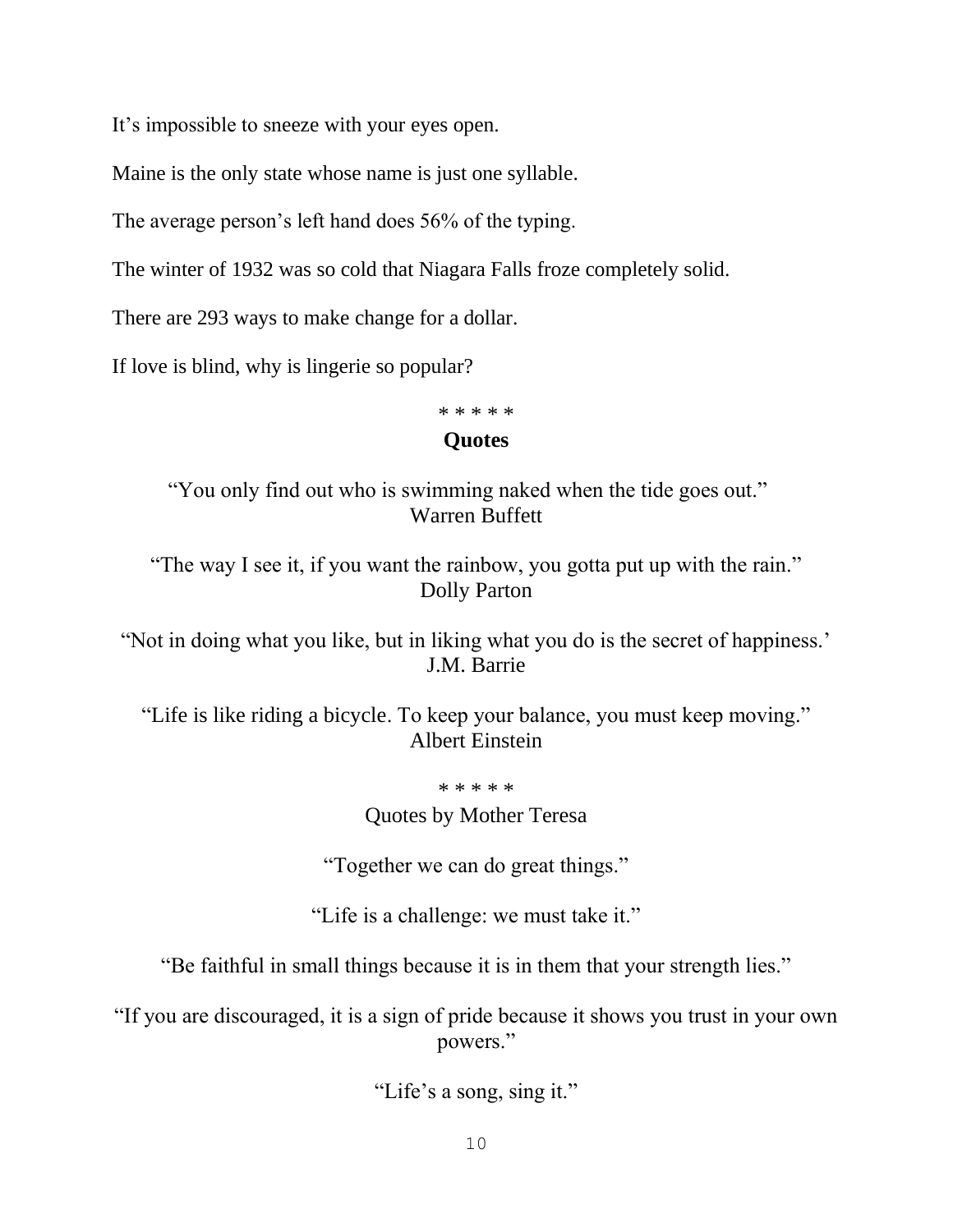It’s impossible to sneeze with your eyes open.

Maine is the only state whose name is just one syllable.

The average person’s left hand does 56% of the typing.

The winter of 1932 was so cold that Niagara Falls froze completely solid.

There are 293 ways to make change for a dollar.

If love is blind, why is lingerie so popular?

* * * * *

**Quotes**

“You only find out who is swimming naked when the tide goes out.”
Warren Buffett

“The way I see it, if you want the rainbow, you gotta put up with the rain.”
Dolly Parton

“Not in doing what you like, but in liking what you do is the secret of happiness.’
J.M. Barrie

“Life is like riding a bicycle. To keep your balance, you must keep moving.”
Albert Einstein

* * * * *

Quotes by Mother Teresa

“Together we can do great things.”

“Life is a challenge: we must take it.”

“Be faithful in small things because it is in them that your strength lies.”

“If you are discouraged, it is a sign of pride because it shows you trust in your own powers.”

“Life’s a song, sing it.”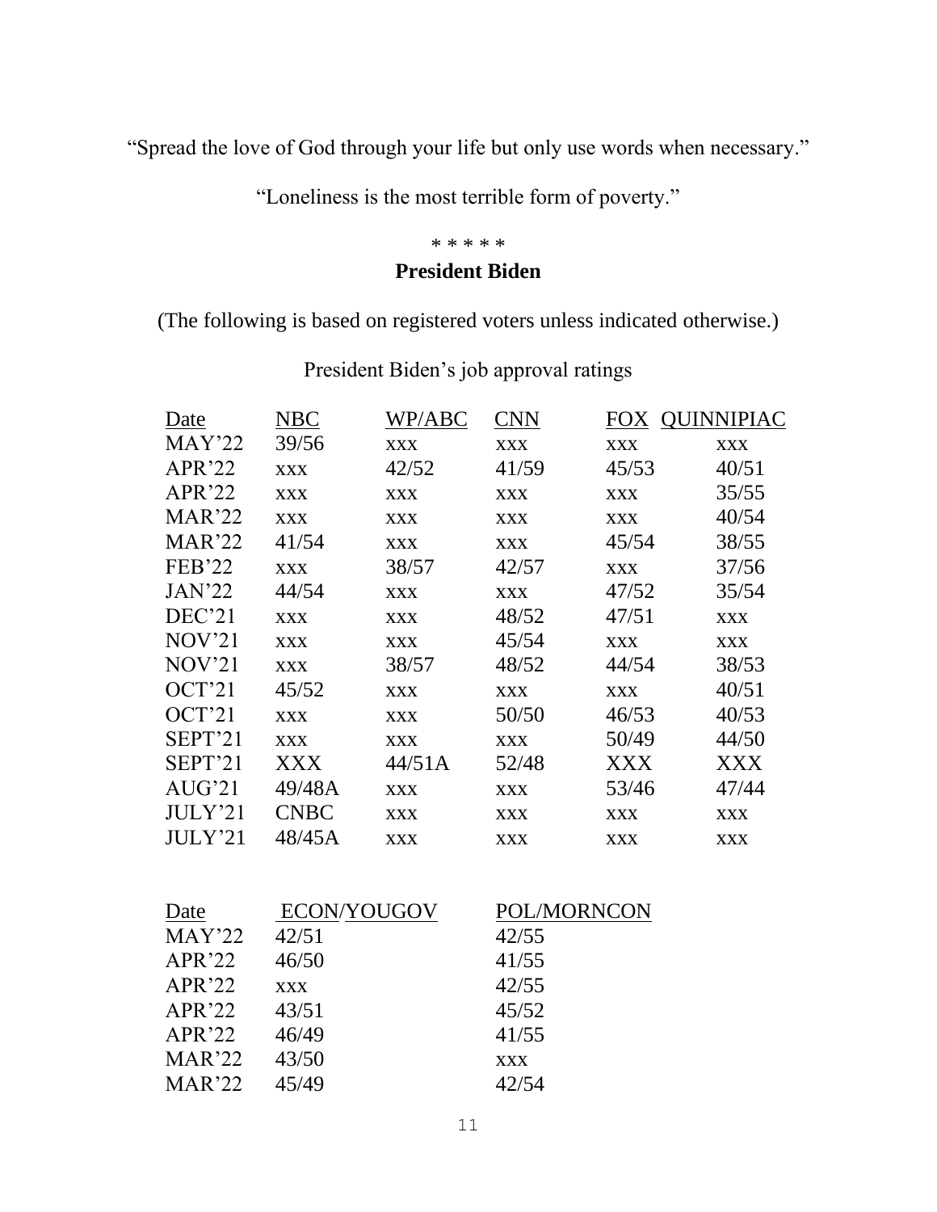"Spread the love of God through your life but only use words when necessary."

"Loneliness is the most terrible form of poverty."

\* \* \* \* \*

**President Biden**

(The following is based on registered voters unless indicated otherwise.)

President Biden's job approval ratings

| Date | NBC | WP/ABC | CNN | FOX | QUINNIPIAC |
|---|---|---|---|---|---|
| MAY'22 | 39/56 | xxx | xxx | xxx | xxx |
| APR'22 | xxx | 42/52 | 41/59 | 45/53 | 40/51 |
| APR'22 | xxx | xxx | xxx | xxx | 35/55 |
| MAR'22 | xxx | xxx | xxx | xxx | 40/54 |
| MAR'22 | 41/54 | xxx | xxx | 45/54 | 38/55 |
| FEB'22 | xxx | 38/57 | 42/57 | xxx | 37/56 |
| JAN'22 | 44/54 | xxx | xxx | 47/52 | 35/54 |
| DEC'21 | xxx | xxx | 48/52 | 47/51 | xxx |
| NOV'21 | xxx | xxx | 45/54 | xxx | xxx |
| NOV'21 | xxx | 38/57 | 48/52 | 44/54 | 38/53 |
| OCT'21 | 45/52 | xxx | xxx | xxx | 40/51 |
| OCT'21 | xxx | xxx | 50/50 | 46/53 | 40/53 |
| SEPT'21 | xxx | xxx | xxx | 50/49 | 44/50 |
| SEPT'21 | XXX | 44/51A | 52/48 | XXX | XXX |
| AUG'21 | 49/48A | xxx | xxx | 53/46 | 47/44 |
| JULY'21 | CNBC | xxx | xxx | xxx | xxx |
| JULY'21 | 48/45A | xxx | xxx | xxx | xxx |

| Date | ECON/YOUGOV | POL/MORNCON |
|---|---|---|
| MAY'22 | 42/51 | 42/55 |
| APR'22 | 46/50 | 41/55 |
| APR'22 | xxx | 42/55 |
| APR'22 | 43/51 | 45/52 |
| APR'22 | 46/49 | 41/55 |
| MAR'22 | 43/50 | xxx |
| MAR'22 | 45/49 | 42/54 |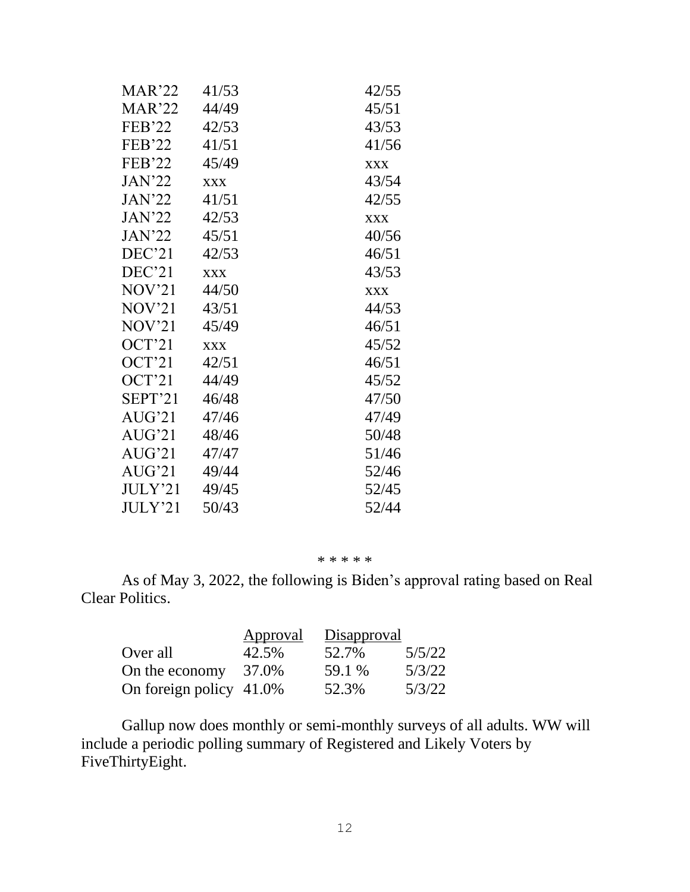| | | |
|---|---|---|
| MAR'22 | 41/53 | 42/55 |
| MAR'22 | 44/49 | 45/51 |
| FEB'22 | 42/53 | 43/53 |
| FEB'22 | 41/51 | 41/56 |
| FEB'22 | 45/49 | xxx |
| JAN'22 | xxx | 43/54 |
| JAN'22 | 41/51 | 42/55 |
| JAN'22 | 42/53 | xxx |
| JAN'22 | 45/51 | 40/56 |
| DEC'21 | 42/53 | 46/51 |
| DEC'21 | xxx | 43/53 |
| NOV'21 | 44/50 | xxx |
| NOV'21 | 43/51 | 44/53 |
| NOV'21 | 45/49 | 46/51 |
| OCT'21 | xxx | 45/52 |
| OCT'21 | 42/51 | 46/51 |
| OCT'21 | 44/49 | 45/52 |
| SEPT'21 | 46/48 | 47/50 |
| AUG'21 | 47/46 | 47/49 |
| AUG'21 | 48/46 | 50/48 |
| AUG'21 | 47/47 | 51/46 |
| AUG'21 | 49/44 | 52/46 |
| JULY'21 | 49/45 | 52/45 |
| JULY'21 | 50/43 | 52/44 |

\* \* \* \* \*

As of May 3, 2022, the following is Biden's approval rating based on Real Clear Politics.

| | Approval | Disapproval | |
|---|---|---|---|
| Over all | 42.5% | 52.7% | 5/5/22 |
| On the economy | 37.0% | 59.1 % | 5/3/22 |
| On foreign policy | 41.0% | 52.3% | 5/3/22 |

Gallup now does monthly or semi-monthly surveys of all adults. WW will include a periodic polling summary of Registered and Likely Voters by FiveThirtyEight.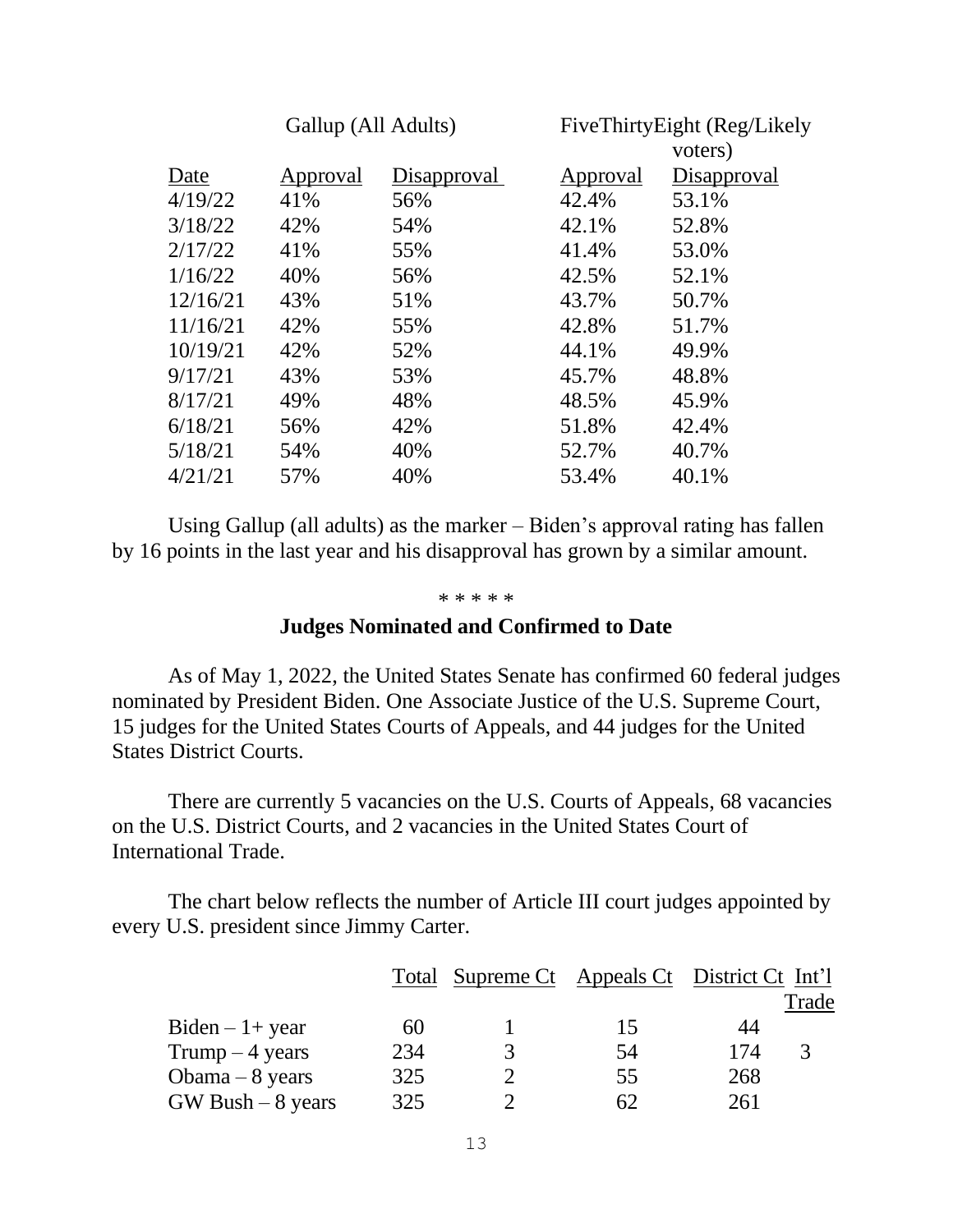| | Gallup (All Adults) | | FiveThirtyEight (Reg/Likely voters) | |
|---|---|---|---|---|
| Date | Approval | Disapproval | Approval | Disapproval |
| 4/19/22 | 41% | 56% | 42.4% | 53.1% |
| 3/18/22 | 42% | 54% | 42.1% | 52.8% |
| 2/17/22 | 41% | 55% | 41.4% | 53.0% |
| 1/16/22 | 40% | 56% | 42.5% | 52.1% |
| 12/16/21 | 43% | 51% | 43.7% | 50.7% |
| 11/16/21 | 42% | 55% | 42.8% | 51.7% |
| 10/19/21 | 42% | 52% | 44.1% | 49.9% |
| 9/17/21 | 43% | 53% | 45.7% | 48.8% |
| 8/17/21 | 49% | 48% | 48.5% | 45.9% |
| 6/18/21 | 56% | 42% | 51.8% | 42.4% |
| 5/18/21 | 54% | 40% | 52.7% | 40.7% |
| 4/21/21 | 57% | 40% | 53.4% | 40.1% |

Using Gallup (all adults) as the marker – Biden's approval rating has fallen by 16 points in the last year and his disapproval has grown by a similar amount.

\* \* \* \* \*

## Judges Nominated and Confirmed to Date

As of May 1, 2022, the United States Senate has confirmed 60 federal judges nominated by President Biden. One Associate Justice of the U.S. Supreme Court, 15 judges for the United States Courts of Appeals, and 44 judges for the United States District Courts.

There are currently 5 vacancies on the U.S. Courts of Appeals, 68 vacancies on the U.S. District Courts, and 2 vacancies in the United States Court of International Trade.

The chart below reflects the number of Article III court judges appointed by every U.S. president since Jimmy Carter.

| | Total | Supreme Ct | Appeals Ct | District Ct | Int'l Trade |
|---|---|---|---|---|---|
| Biden – 1+ year | 60 | 1 | 15 | 44 | |
| Trump – 4 years | 234 | 3 | 54 | 174 | 3 |
| Obama – 8 years | 325 | 2 | 55 | 268 | |
| GW Bush – 8 years | 325 | 2 | 62 | 261 | |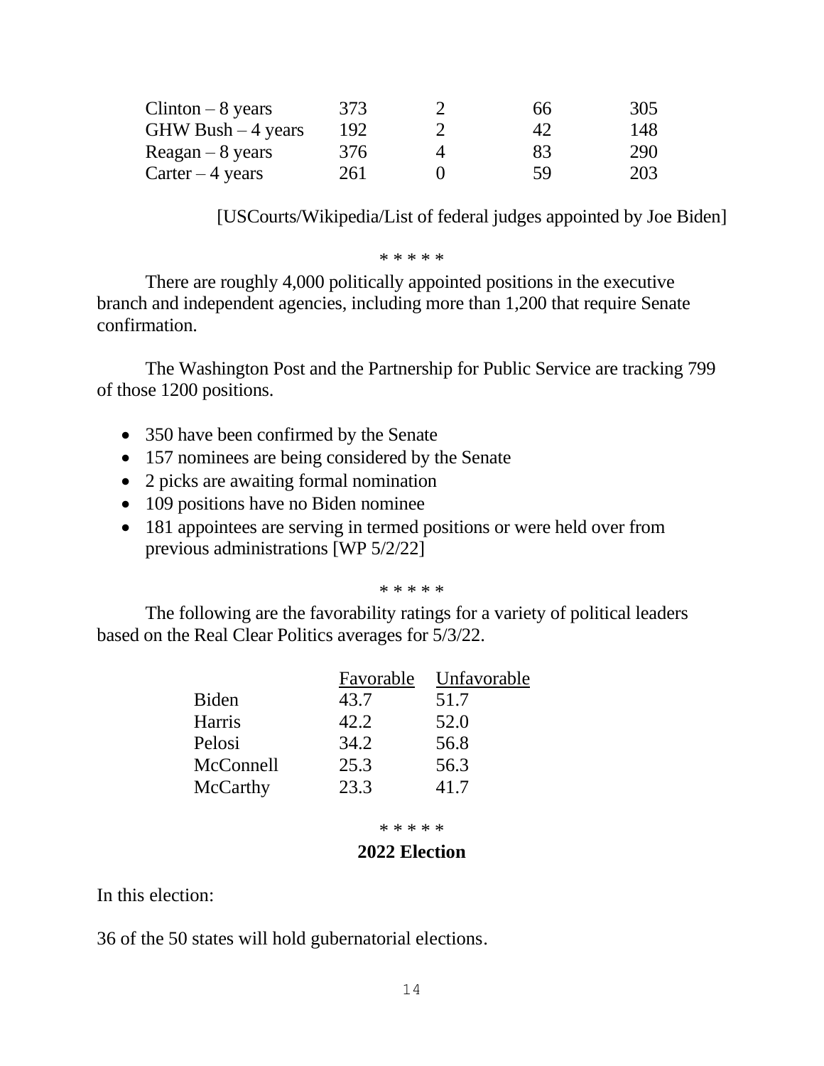| | | | | |
|---|---|---|---|---|
| Clinton – 8 years | 373 | 2 | 66 | 305 |
| GHW Bush – 4 years | 192 | 2 | 42 | 148 |
| Reagan – 8 years | 376 | 4 | 83 | 290 |
| Carter – 4 years | 261 | 0 | 59 | 203 |

[USCourts/Wikipedia/List of federal judges appointed by Joe Biden]

\* \* \* \* \*

There are roughly 4,000 politically appointed positions in the executive branch and independent agencies, including more than 1,200 that require Senate confirmation.

The Washington Post and the Partnership for Public Service are tracking 799 of those 1200 positions.

- 350 have been confirmed by the Senate
- 157 nominees are being considered by the Senate
- 2 picks are awaiting formal nomination
- 109 positions have no Biden nominee
- 181 appointees are serving in termed positions or were held over from previous administrations [WP 5/2/22]

\* \* \* \* \*

The following are the favorability ratings for a variety of political leaders based on the Real Clear Politics averages for 5/3/22.

| | Favorable | Unfavorable |
|---|---|---|
| Biden | 43.7 | 51.7 |
| Harris | 42.2 | 52.0 |
| Pelosi | 34.2 | 56.8 |
| McConnell | 25.3 | 56.3 |
| McCarthy | 23.3 | 41.7 |

\* \* \* \* \*

## 2022 Election

In this election:

36 of the 50 states will hold gubernatorial elections.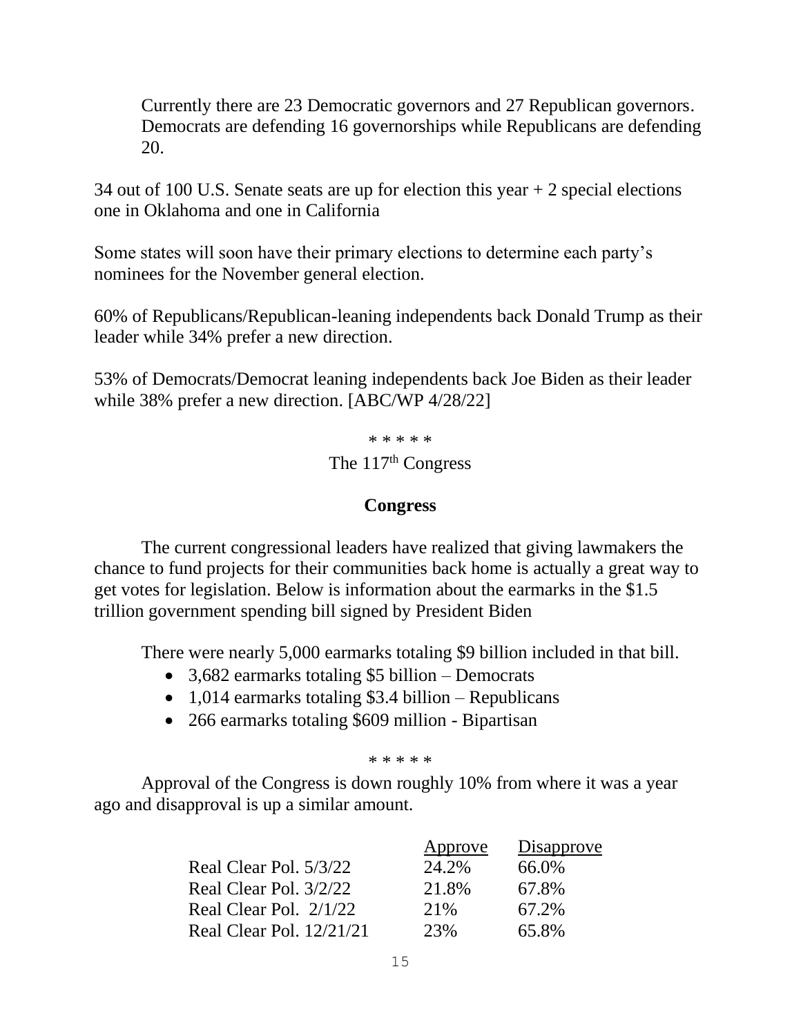Currently there are 23 Democratic governors and 27 Republican governors. Democrats are defending 16 governorships while Republicans are defending 20.

34 out of 100 U.S. Senate seats are up for election this year + 2 special elections one in Oklahoma and one in California

Some states will soon have their primary elections to determine each party's nominees for the November general election.

60% of Republicans/Republican-leaning independents back Donald Trump as their leader while 34% prefer a new direction.

53% of Democrats/Democrat leaning independents back Joe Biden as their leader while 38% prefer a new direction. [ABC/WP 4/28/22]

\* \* \* \* \*

The 117th Congress

**Congress**

The current congressional leaders have realized that giving lawmakers the chance to fund projects for their communities back home is actually a great way to get votes for legislation. Below is information about the earmarks in the $1.5 trillion government spending bill signed by President Biden

There were nearly 5,000 earmarks totaling $9 billion included in that bill.

- 3,682 earmarks totaling $5 billion – Democrats
- 1,014 earmarks totaling $3.4 billion – Republicans
- 266 earmarks totaling $609 million - Bipartisan

\* \* \* \* \*

Approval of the Congress is down roughly 10% from where it was a year ago and disapproval is up a similar amount.

| | Approve | Disapprove |
|---|---|---|
| Real Clear Pol. 5/3/22 | 24.2% | 66.0% |
| Real Clear Pol. 3/2/22 | 21.8% | 67.8% |
| Real Clear Pol. 2/1/22 | 21% | 67.2% |
| Real Clear Pol. 12/21/21 | 23% | 65.8% |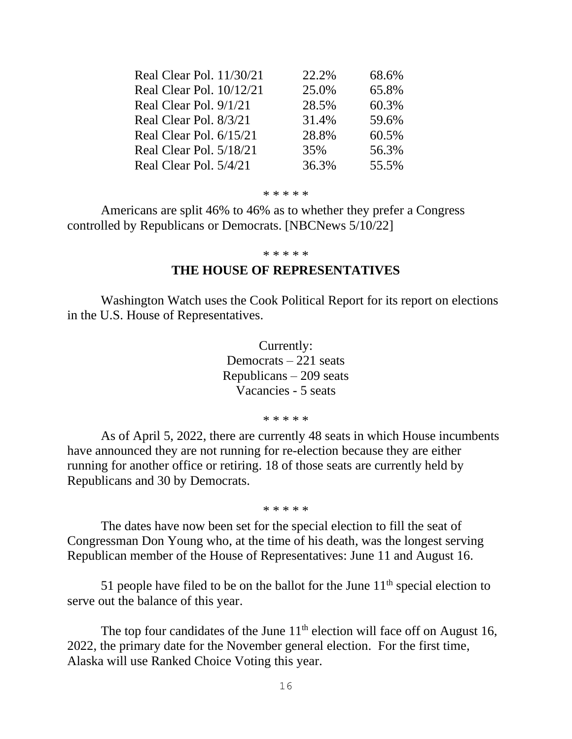| | | |
|---|---|---|
| Real Clear Pol. 11/30/21 | 22.2% | 68.6% |
| Real Clear Pol. 10/12/21 | 25.0% | 65.8% |
| Real Clear Pol. 9/1/21 | 28.5% | 60.3% |
| Real Clear Pol. 8/3/21 | 31.4% | 59.6% |
| Real Clear Pol. 6/15/21 | 28.8% | 60.5% |
| Real Clear Pol. 5/18/21 | 35% | 56.3% |
| Real Clear Pol. 5/4/21 | 36.3% | 55.5% |

\* \* \* \* \*

Americans are split 46% to 46% as to whether they prefer a Congress controlled by Republicans or Democrats. [NBCNews 5/10/22]

\* \* \* \* \*

## THE HOUSE OF REPRESENTATIVES

Washington Watch uses the Cook Political Report for its report on elections in the U.S. House of Representatives.

Currently:
Democrats – 221 seats
Republicans – 209 seats
Vacancies - 5 seats

\* \* \* \* \*

As of April 5, 2022, there are currently 48 seats in which House incumbents have announced they are not running for re-election because they are either running for another office or retiring. 18 of those seats are currently held by Republicans and 30 by Democrats.

\* \* \* \* \*

The dates have now been set for the special election to fill the seat of Congressman Don Young who, at the time of his death, was the longest serving Republican member of the House of Representatives: June 11 and August 16.

51 people have filed to be on the ballot for the June 11th special election to serve out the balance of this year.

The top four candidates of the June 11th election will face off on August 16, 2022, the primary date for the November general election. For the first time, Alaska will use Ranked Choice Voting this year.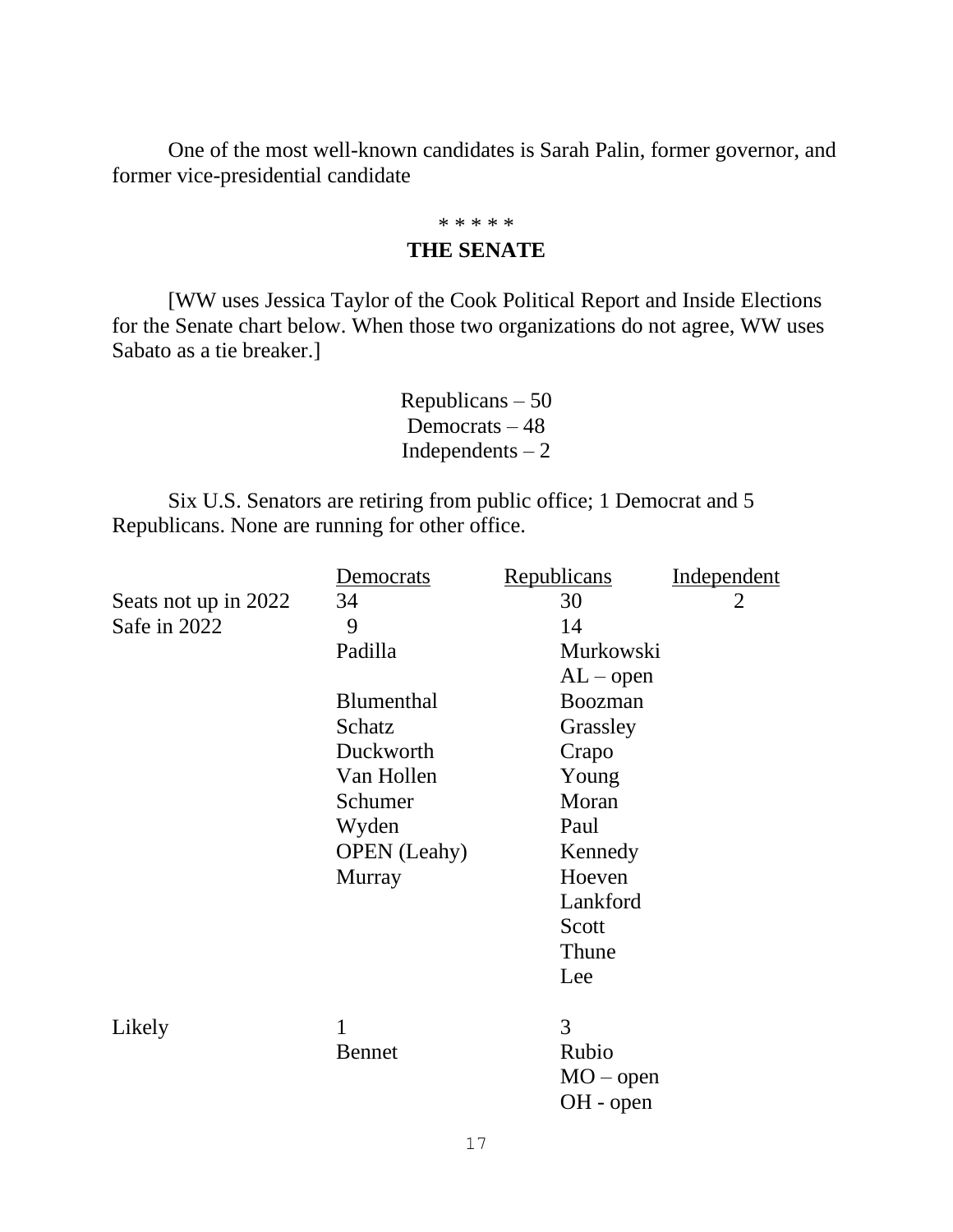One of the most well-known candidates is Sarah Palin, former governor, and former vice-presidential candidate

\* \* \* \* \*

## THE SENATE

[WW uses Jessica Taylor of the Cook Political Report and Inside Elections for the Senate chart below. When those two organizations do not agree, WW uses Sabato as a tie breaker.]

Republicans – 50
Democrats – 48
Independents – 2

Six U.S. Senators are retiring from public office; 1 Democrat and 5 Republicans. None are running for other office.

| | Democrats | Republicans | Independent |
|---|---|---|---|
| Seats not up in 2022 | 34 | 30 | 2 |
| Safe in 2022 | 9 | 14 | |
| | Padilla | Murkowski | |
| | | AL – open | |
| | Blumenthal | Boozman | |
| | Schatz | Grassley | |
| | Duckworth | Crapo | |
| | Van Hollen | Young | |
| | Schumer | Moran | |
| | Wyden | Paul | |
| | OPEN (Leahy) | Kennedy | |
| | Murray | Hoeven | |
| | | Lankford | |
| | | Scott | |
| | | Thune | |
| | | Lee | |
| Likely | 1 | 3 | |
| | Bennet | Rubio | |
| | | MO – open | |
| | | OH - open | |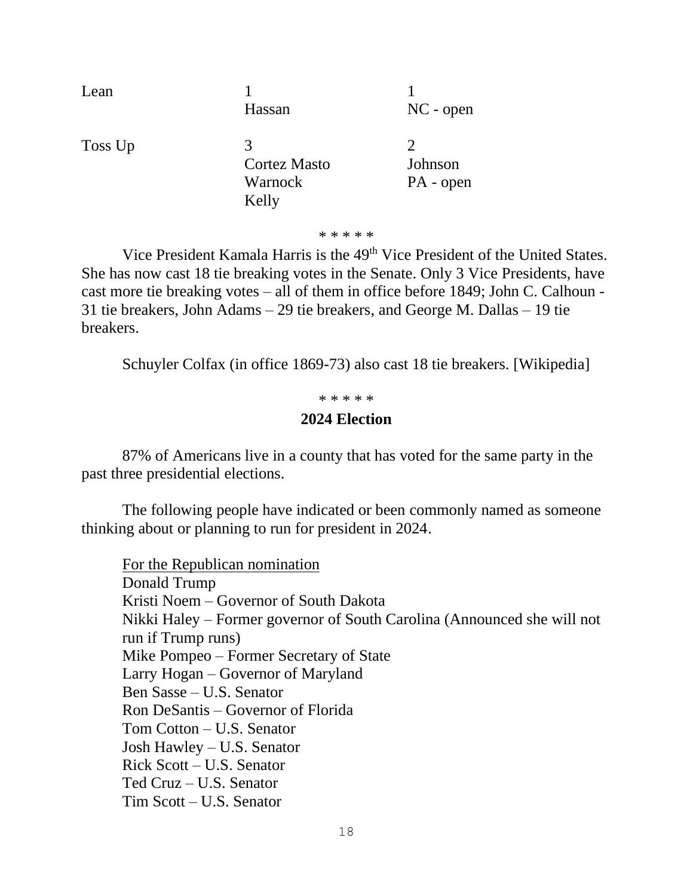| | | |
|---|---|---|
| Lean | 1<br>Hassan | 1<br>NC - open |
| Toss Up | 3<br>Cortez Masto<br>Warnock<br>Kelly | 2<br>Johnson<br>PA - open |

* * * * *

Vice President Kamala Harris is the 49th Vice President of the United States. She has now cast 18 tie breaking votes in the Senate. Only 3 Vice Presidents, have cast more tie breaking votes – all of them in office before 1849; John C. Calhoun - 31 tie breakers, John Adams – 29 tie breakers, and George M. Dallas – 19 tie breakers.

Schuyler Colfax (in office 1869-73) also cast 18 tie breakers. [Wikipedia]

* * * * *

## 2024 Election

87% of Americans live in a county that has voted for the same party in the past three presidential elections.

The following people have indicated or been commonly named as someone thinking about or planning to run for president in 2024.

<u>For the Republican nomination</u>
Donald Trump
Kristi Noem – Governor of South Dakota
Nikki Haley – Former governor of South Carolina (Announced she will not run if Trump runs)
Mike Pompeo – Former Secretary of State
Larry Hogan – Governor of Maryland
Ben Sasse – U.S. Senator
Ron DeSantis – Governor of Florida
Tom Cotton – U.S. Senator
Josh Hawley – U.S. Senator
Rick Scott – U.S. Senator
Ted Cruz – U.S. Senator
Tim Scott – U.S. Senator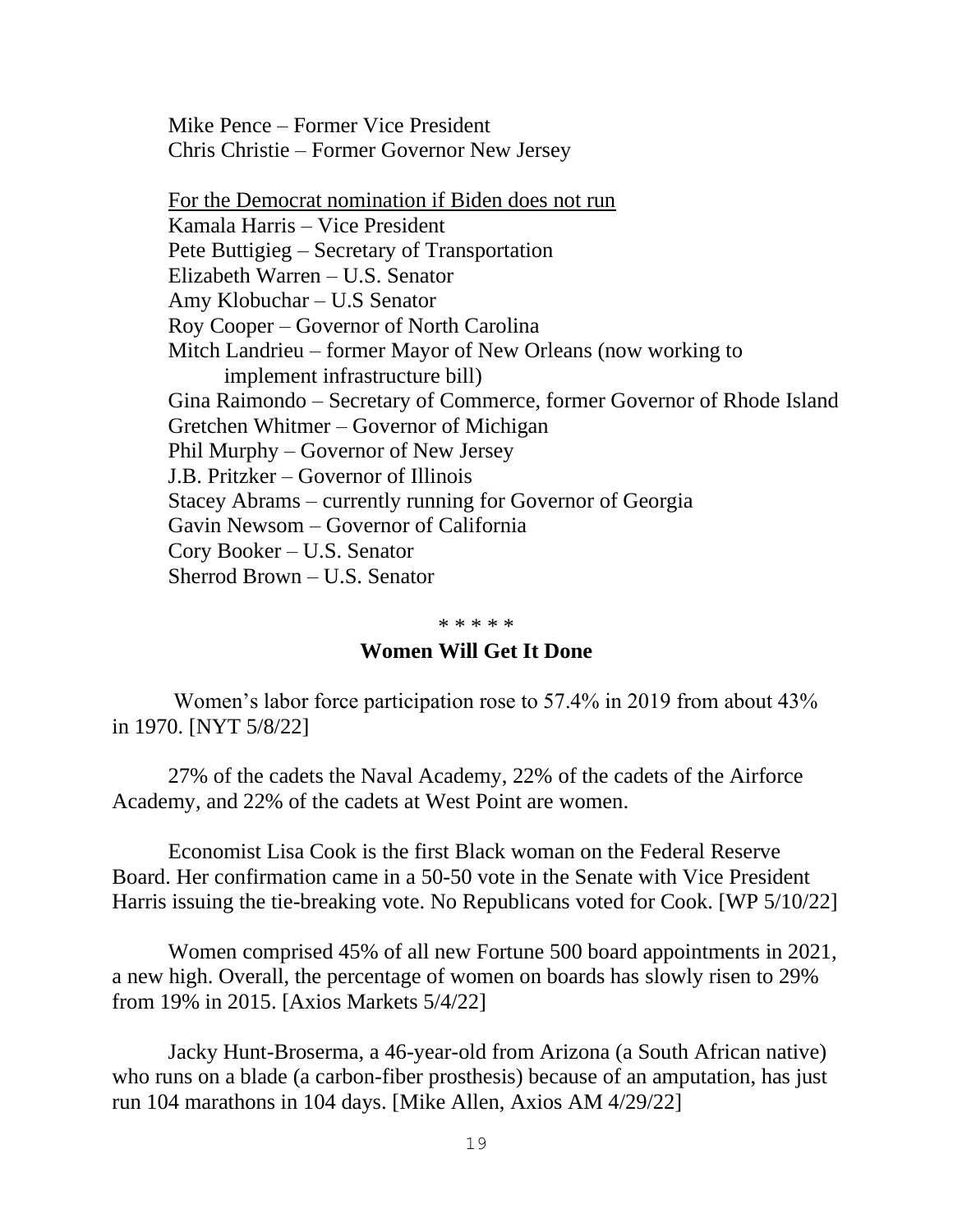Mike Pence – Former Vice President
Chris Christie – Former Governor New Jersey

<u>For the Democrat nomination if Biden does not run</u>
Kamala Harris – Vice President
Pete Buttigieg – Secretary of Transportation
Elizabeth Warren – U.S. Senator
Amy Klobuchar – U.S Senator
Roy Cooper – Governor of North Carolina
Mitch Landrieu – former Mayor of New Orleans (now working to implement infrastructure bill)
Gina Raimondo – Secretary of Commerce, former Governor of Rhode Island
Gretchen Whitmer – Governor of Michigan
Phil Murphy – Governor of New Jersey
J.B. Pritzker – Governor of Illinois
Stacey Abrams – currently running for Governor of Georgia
Gavin Newsom – Governor of California
Cory Booker – U.S. Senator
Sherrod Brown – U.S. Senator

\* \* \* \* \*

**Women Will Get It Done**

Women's labor force participation rose to 57.4% in 2019 from about 43% in 1970. [NYT 5/8/22]

27% of the cadets the Naval Academy, 22% of the cadets of the Airforce Academy, and 22% of the cadets at West Point are women.

Economist Lisa Cook is the first Black woman on the Federal Reserve Board. Her confirmation came in a 50-50 vote in the Senate with Vice President Harris issuing the tie-breaking vote. No Republicans voted for Cook. [WP 5/10/22]

Women comprised 45% of all new Fortune 500 board appointments in 2021, a new high. Overall, the percentage of women on boards has slowly risen to 29% from 19% in 2015. [Axios Markets 5/4/22]

Jacky Hunt-Broserma, a 46-year-old from Arizona (a South African native) who runs on a blade (a carbon-fiber prosthesis) because of an amputation, has just run 104 marathons in 104 days. [Mike Allen, Axios AM 4/29/22]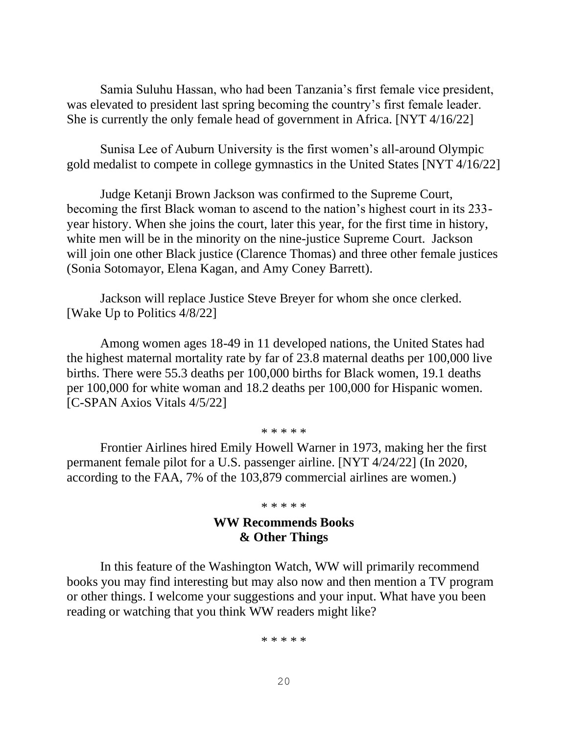Samia Suluhu Hassan, who had been Tanzania's first female vice president, was elevated to president last spring becoming the country's first female leader. She is currently the only female head of government in Africa. [NYT 4/16/22]

Sunisa Lee of Auburn University is the first women's all-around Olympic gold medalist to compete in college gymnastics in the United States [NYT 4/16/22]

Judge Ketanji Brown Jackson was confirmed to the Supreme Court, becoming the first Black woman to ascend to the nation's highest court in its 233-year history. When she joins the court, later this year, for the first time in history, white men will be in the minority on the nine-justice Supreme Court. Jackson will join one other Black justice (Clarence Thomas) and three other female justices (Sonia Sotomayor, Elena Kagan, and Amy Coney Barrett).

Jackson will replace Justice Steve Breyer for whom she once clerked. [Wake Up to Politics 4/8/22]

Among women ages 18-49 in 11 developed nations, the United States had the highest maternal mortality rate by far of 23.8 maternal deaths per 100,000 live births. There were 55.3 deaths per 100,000 births for Black women, 19.1 deaths per 100,000 for white woman and 18.2 deaths per 100,000 for Hispanic women. [C-SPAN Axios Vitals 4/5/22]

\* \* \* \* \*

Frontier Airlines hired Emily Howell Warner in 1973, making her the first permanent female pilot for a U.S. passenger airline. [NYT 4/24/22] (In 2020, according to the FAA, 7% of the 103,879 commercial airlines are women.)

\* \* \* \* \*

## WW Recommends Books & Other Things

In this feature of the Washington Watch, WW will primarily recommend books you may find interesting but may also now and then mention a TV program or other things. I welcome your suggestions and your input. What have you been reading or watching that you think WW readers might like?

\* \* \* \* \*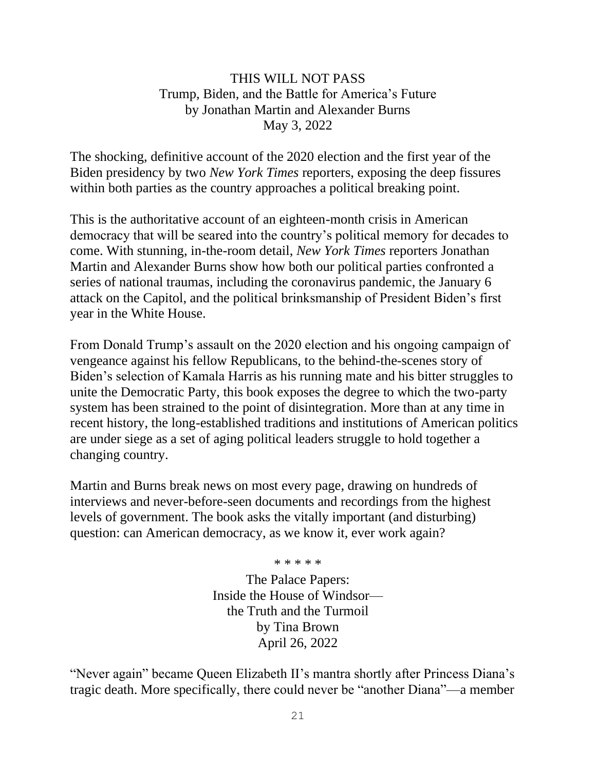THIS WILL NOT PASS
Trump, Biden, and the Battle for America's Future
by Jonathan Martin and Alexander Burns
May 3, 2022

The shocking, definitive account of the 2020 election and the first year of the Biden presidency by two *New York Times* reporters, exposing the deep fissures within both parties as the country approaches a political breaking point.

This is the authoritative account of an eighteen-month crisis in American democracy that will be seared into the country's political memory for decades to come. With stunning, in-the-room detail, *New York Times* reporters Jonathan Martin and Alexander Burns show how both our political parties confronted a series of national traumas, including the coronavirus pandemic, the January 6 attack on the Capitol, and the political brinksmanship of President Biden's first year in the White House.

From Donald Trump's assault on the 2020 election and his ongoing campaign of vengeance against his fellow Republicans, to the behind-the-scenes story of Biden's selection of Kamala Harris as his running mate and his bitter struggles to unite the Democratic Party, this book exposes the degree to which the two-party system has been strained to the point of disintegration. More than at any time in recent history, the long-established traditions and institutions of American politics are under siege as a set of aging political leaders struggle to hold together a changing country.

Martin and Burns break news on most every page, drawing on hundreds of interviews and never-before-seen documents and recordings from the highest levels of government. The book asks the vitally important (and disturbing) question: can American democracy, as we know it, ever work again?

* * * * *

The Palace Papers:
Inside the House of Windsor—
the Truth and the Turmoil
by Tina Brown
April 26, 2022

"Never again" became Queen Elizabeth II's mantra shortly after Princess Diana's tragic death. More specifically, there could never be "another Diana"—a member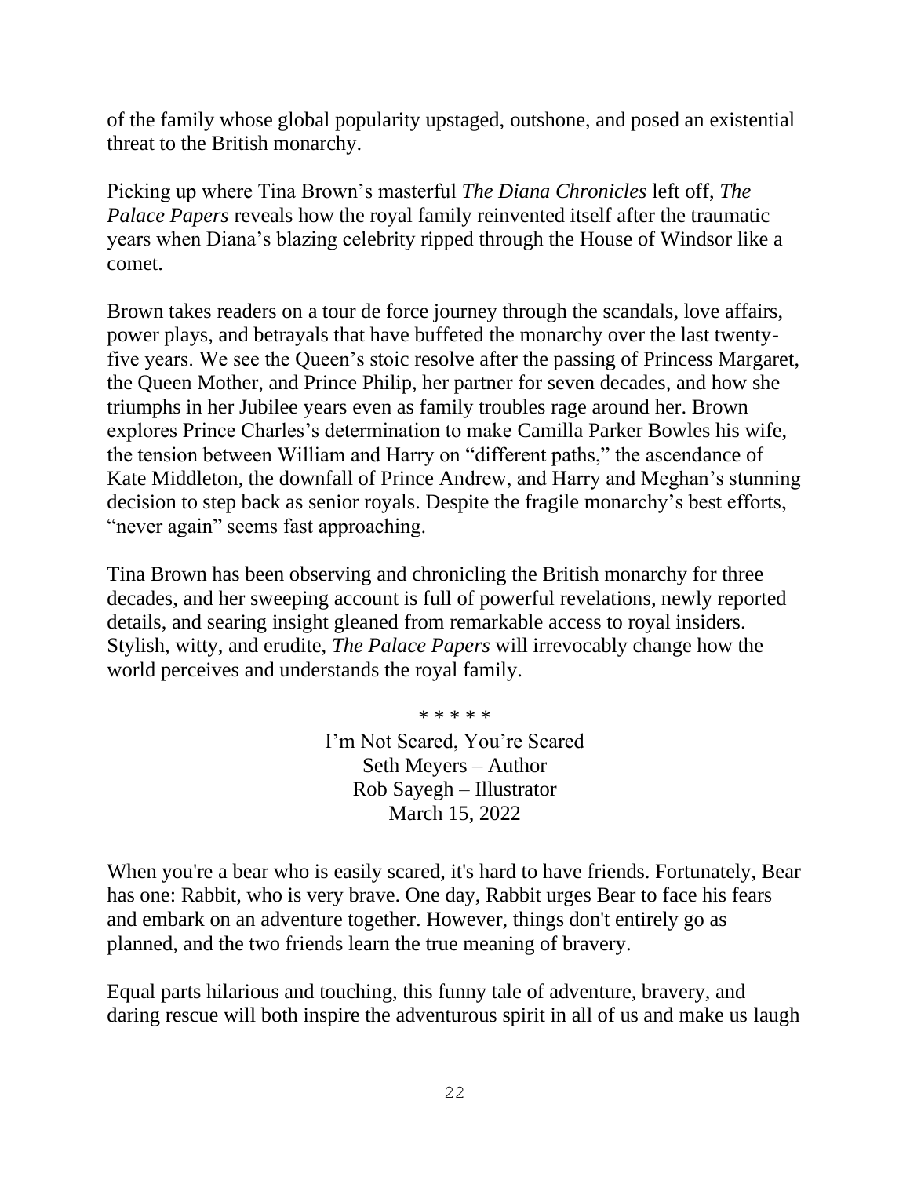of the family whose global popularity upstaged, outshone, and posed an existential threat to the British monarchy.

Picking up where Tina Brown's masterful *The Diana Chronicles* left off, *The Palace Papers* reveals how the royal family reinvented itself after the traumatic years when Diana's blazing celebrity ripped through the House of Windsor like a comet.

Brown takes readers on a tour de force journey through the scandals, love affairs, power plays, and betrayals that have buffeted the monarchy over the last twenty-five years. We see the Queen's stoic resolve after the passing of Princess Margaret, the Queen Mother, and Prince Philip, her partner for seven decades, and how she triumphs in her Jubilee years even as family troubles rage around her. Brown explores Prince Charles's determination to make Camilla Parker Bowles his wife, the tension between William and Harry on "different paths," the ascendance of Kate Middleton, the downfall of Prince Andrew, and Harry and Meghan's stunning decision to step back as senior royals. Despite the fragile monarchy's best efforts, "never again" seems fast approaching.

Tina Brown has been observing and chronicling the British monarchy for three decades, and her sweeping account is full of powerful revelations, newly reported details, and searing insight gleaned from remarkable access to royal insiders. Stylish, witty, and erudite, *The Palace Papers* will irrevocably change how the world perceives and understands the royal family.

\* \* \* \* \*

I'm Not Scared, You're Scared
Seth Meyers – Author
Rob Sayegh – Illustrator
March 15, 2022

When you're a bear who is easily scared, it's hard to have friends. Fortunately, Bear has one: Rabbit, who is very brave. One day, Rabbit urges Bear to face his fears and embark on an adventure together. However, things don't entirely go as planned, and the two friends learn the true meaning of bravery.

Equal parts hilarious and touching, this funny tale of adventure, bravery, and daring rescue will both inspire the adventurous spirit in all of us and make us laugh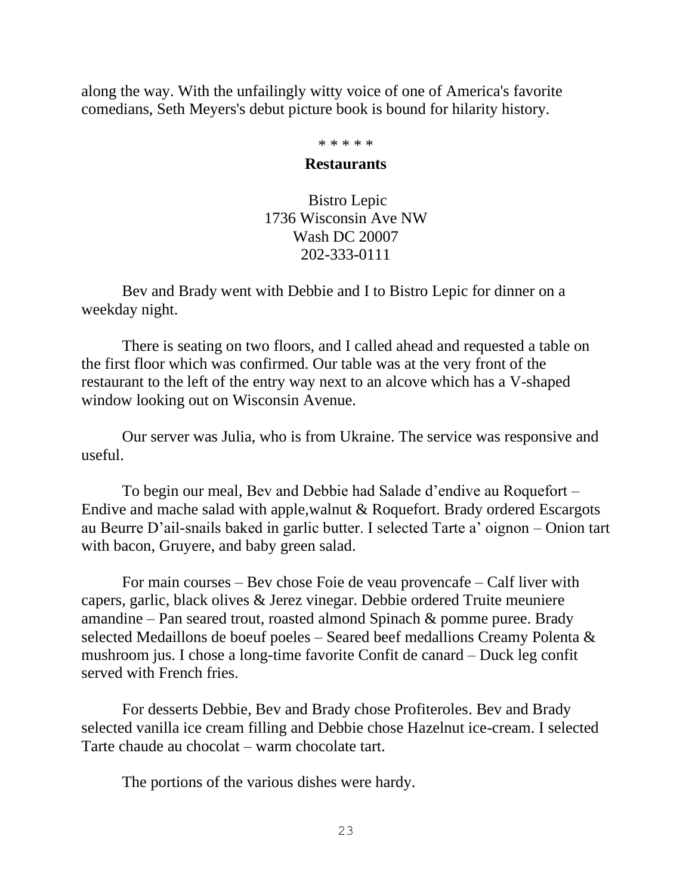along the way. With the unfailingly witty voice of one of America's favorite comedians, Seth Meyers's debut picture book is bound for hilarity history.

* * * * *

## Restaurants

Bistro Lepic
1736 Wisconsin Ave NW
Wash DC 20007
202-333-0111

Bev and Brady went with Debbie and I to Bistro Lepic for dinner on a weekday night.

There is seating on two floors, and I called ahead and requested a table on the first floor which was confirmed. Our table was at the very front of the restaurant to the left of the entry way next to an alcove which has a V-shaped window looking out on Wisconsin Avenue.

Our server was Julia, who is from Ukraine. The service was responsive and useful.

To begin our meal, Bev and Debbie had Salade d'endive au Roquefort – Endive and mache salad with apple,walnut & Roquefort. Brady ordered Escargots au Beurre D'ail-snails baked in garlic butter. I selected Tarte a' oignon – Onion tart with bacon, Gruyere, and baby green salad.

For main courses – Bev chose Foie de veau provencafe – Calf liver with capers, garlic, black olives & Jerez vinegar. Debbie ordered Truite meuniere amandine – Pan seared trout, roasted almond Spinach & pomme puree. Brady selected Medaillons de boeuf poeles – Seared beef medallions Creamy Polenta & mushroom jus. I chose a long-time favorite Confit de canard – Duck leg confit served with French fries.

For desserts Debbie, Bev and Brady chose Profiteroles. Bev and Brady selected vanilla ice cream filling and Debbie chose Hazelnut ice-cream. I selected Tarte chaude au chocolat – warm chocolate tart.

The portions of the various dishes were hardy.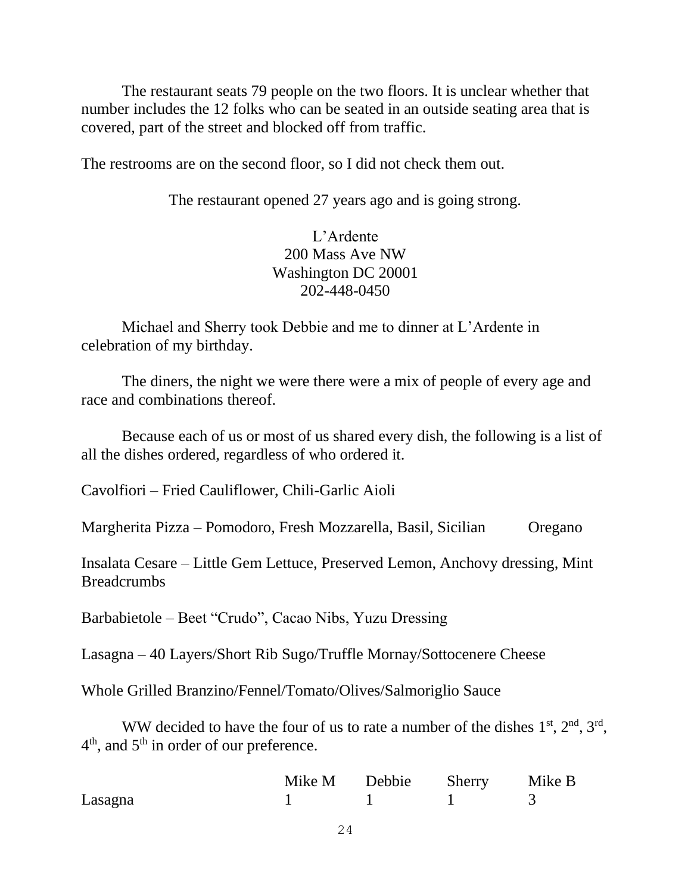The restaurant seats 79 people on the two floors. It is unclear whether that number includes the 12 folks who can be seated in an outside seating area that is covered, part of the street and blocked off from traffic.

The restrooms are on the second floor, so I did not check them out.

The restaurant opened 27 years ago and is going strong.

L'Ardente
200 Mass Ave NW
Washington DC 20001
202-448-0450

Michael and Sherry took Debbie and me to dinner at L'Ardente in celebration of my birthday.

The diners, the night we were there were a mix of people of every age and race and combinations thereof.

Because each of us or most of us shared every dish, the following is a list of all the dishes ordered, regardless of who ordered it.

Cavolfiori – Fried Cauliflower, Chili-Garlic Aioli

Margherita Pizza – Pomodoro, Fresh Mozzarella, Basil, Sicilian Oregano

Insalata Cesare – Little Gem Lettuce, Preserved Lemon, Anchovy dressing, Mint Breadcrumbs

Barbabietole – Beet "Crudo", Cacao Nibs, Yuzu Dressing

Lasagna – 40 Layers/Short Rib Sugo/Truffle Mornay/Sottocenere Cheese

Whole Grilled Branzino/Fennel/Tomato/Olives/Salmoriglio Sauce

WW decided to have the four of us to rate a number of the dishes 1st, 2nd, 3rd, 4th, and 5th in order of our preference.

| | Mike M | Debbie | Sherry | Mike B |
|---|---|---|---|---|
| Lasagna | 1 | 1 | 1 | 3 |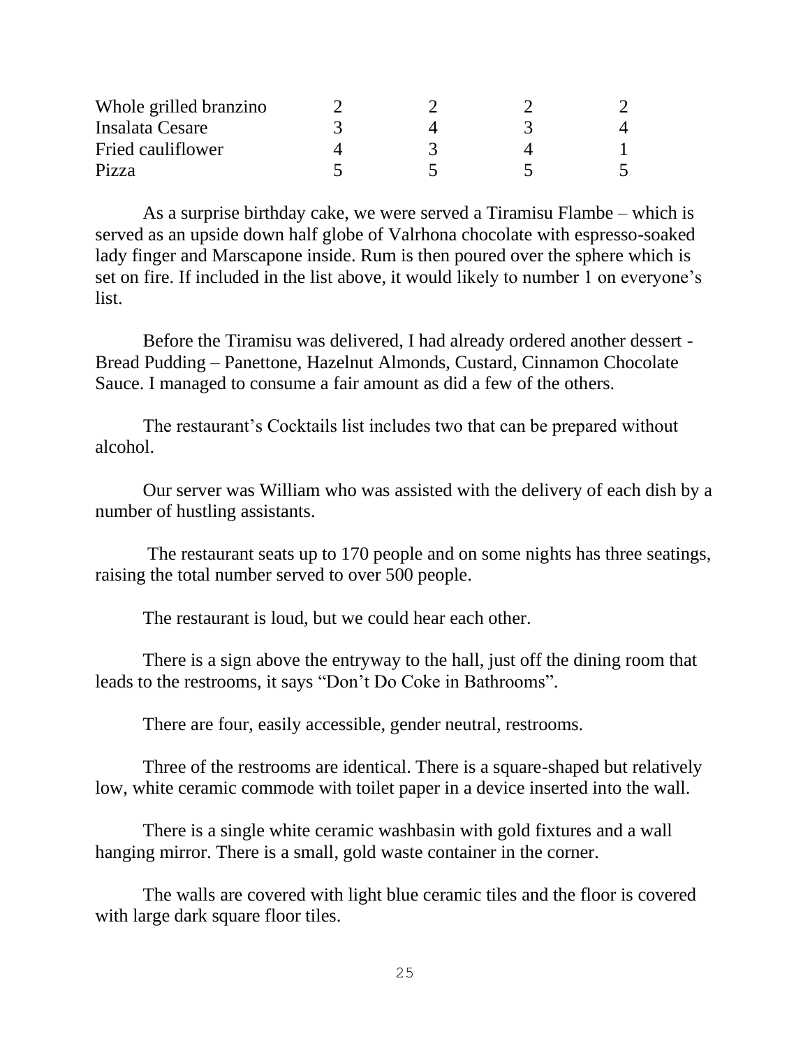| | | | | |
|---|---|---|---|---|
| Whole grilled branzino | 2 | 2 | 2 | 2 |
| Insalata Cesare | 3 | 4 | 3 | 4 |
| Fried cauliflower | 4 | 3 | 4 | 1 |
| Pizza | 5 | 5 | 5 | 5 |

As a surprise birthday cake, we were served a Tiramisu Flambe – which is served as an upside down half globe of Valrhona chocolate with espresso-soaked lady finger and Marscapone inside. Rum is then poured over the sphere which is set on fire. If included in the list above, it would likely to number 1 on everyone's list.

Before the Tiramisu was delivered, I had already ordered another dessert - Bread Pudding – Panettone, Hazelnut Almonds, Custard, Cinnamon Chocolate Sauce. I managed to consume a fair amount as did a few of the others.

The restaurant's Cocktails list includes two that can be prepared without alcohol.

Our server was William who was assisted with the delivery of each dish by a number of hustling assistants.

The restaurant seats up to 170 people and on some nights has three seatings, raising the total number served to over 500 people.

The restaurant is loud, but we could hear each other.

There is a sign above the entryway to the hall, just off the dining room that leads to the restrooms, it says "Don't Do Coke in Bathrooms".

There are four, easily accessible, gender neutral, restrooms.

Three of the restrooms are identical. There is a square-shaped but relatively low, white ceramic commode with toilet paper in a device inserted into the wall.

There is a single white ceramic washbasin with gold fixtures and a wall hanging mirror. There is a small, gold waste container in the corner.

The walls are covered with light blue ceramic tiles and the floor is covered with large dark square floor tiles.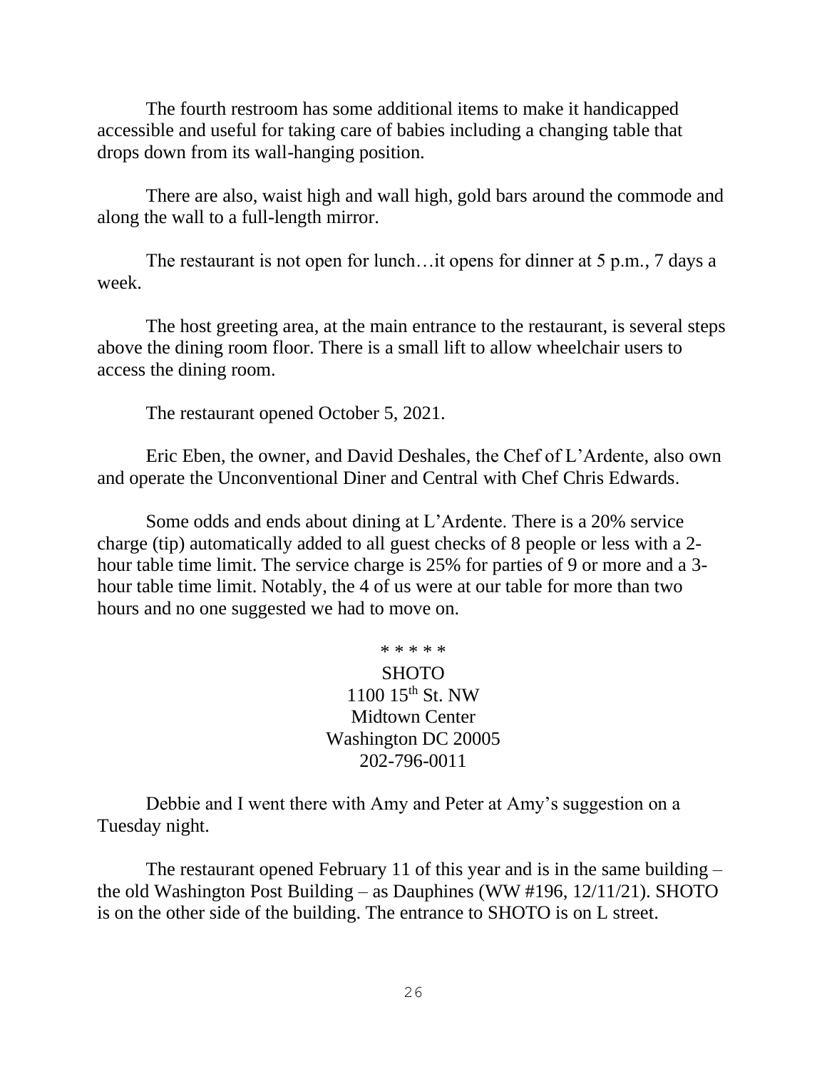The fourth restroom has some additional items to make it handicapped accessible and useful for taking care of babies including a changing table that drops down from its wall-hanging position.

There are also, waist high and wall high, gold bars around the commode and along the wall to a full-length mirror.

The restaurant is not open for lunch…it opens for dinner at 5 p.m., 7 days a week.

The host greeting area, at the main entrance to the restaurant, is several steps above the dining room floor. There is a small lift to allow wheelchair users to access the dining room.

The restaurant opened October 5, 2021.

Eric Eben, the owner, and David Deshales, the Chef of L'Ardente, also own and operate the Unconventional Diner and Central with Chef Chris Edwards.

Some odds and ends about dining at L'Ardente. There is a 20% service charge (tip) automatically added to all guest checks of 8 people or less with a 2-hour table time limit. The service charge is 25% for parties of 9 or more and a 3-hour table time limit. Notably, the 4 of us were at our table for more than two hours and no one suggested we had to move on.

\* \* \* \* \*

SHOTO
1100 15th St. NW
Midtown Center
Washington DC 20005
202-796-0011

Debbie and I went there with Amy and Peter at Amy's suggestion on a Tuesday night.

The restaurant opened February 11 of this year and is in the same building – the old Washington Post Building – as Dauphines (WW #196, 12/11/21). SHOTO is on the other side of the building. The entrance to SHOTO is on L street.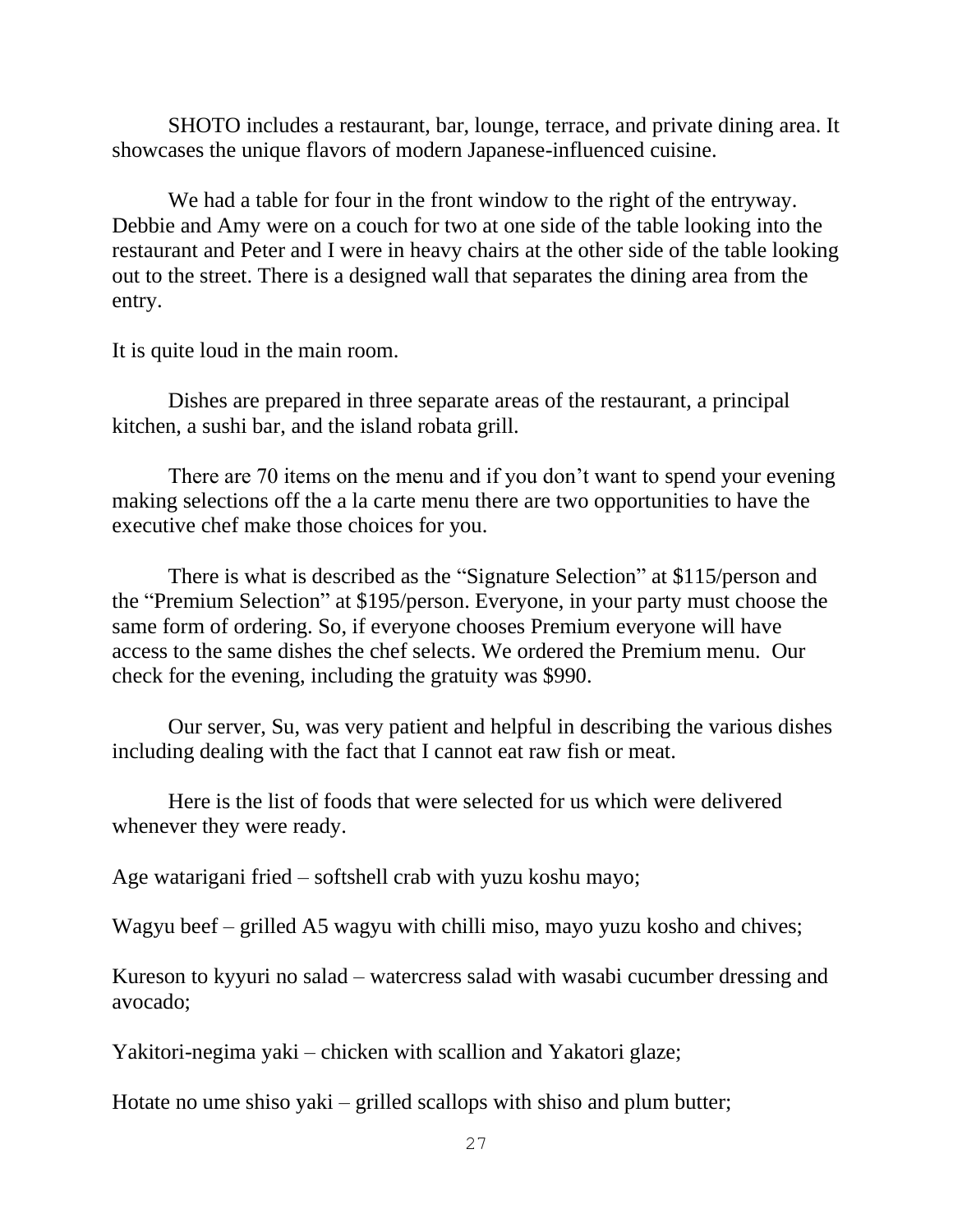SHOTO includes a restaurant, bar, lounge, terrace, and private dining area. It showcases the unique flavors of modern Japanese-influenced cuisine.

We had a table for four in the front window to the right of the entryway. Debbie and Amy were on a couch for two at one side of the table looking into the restaurant and Peter and I were in heavy chairs at the other side of the table looking out to the street. There is a designed wall that separates the dining area from the entry.

It is quite loud in the main room.

Dishes are prepared in three separate areas of the restaurant, a principal kitchen, a sushi bar, and the island robata grill.

There are 70 items on the menu and if you don't want to spend your evening making selections off the a la carte menu there are two opportunities to have the executive chef make those choices for you.

There is what is described as the "Signature Selection" at $115/person and the "Premium Selection" at $195/person. Everyone, in your party must choose the same form of ordering. So, if everyone chooses Premium everyone will have access to the same dishes the chef selects. We ordered the Premium menu. Our check for the evening, including the gratuity was $990.

Our server, Su, was very patient and helpful in describing the various dishes including dealing with the fact that I cannot eat raw fish or meat.

Here is the list of foods that were selected for us which were delivered whenever they were ready.

Age watarigani fried – softshell crab with yuzu koshu mayo;

Wagyu beef – grilled A5 wagyu with chilli miso, mayo yuzu kosho and chives;

Kureson to kyyuri no salad – watercress salad with wasabi cucumber dressing and avocado;

Yakitori-negima yaki – chicken with scallion and Yakatori glaze;

Hotate no ume shiso yaki – grilled scallops with shiso and plum butter;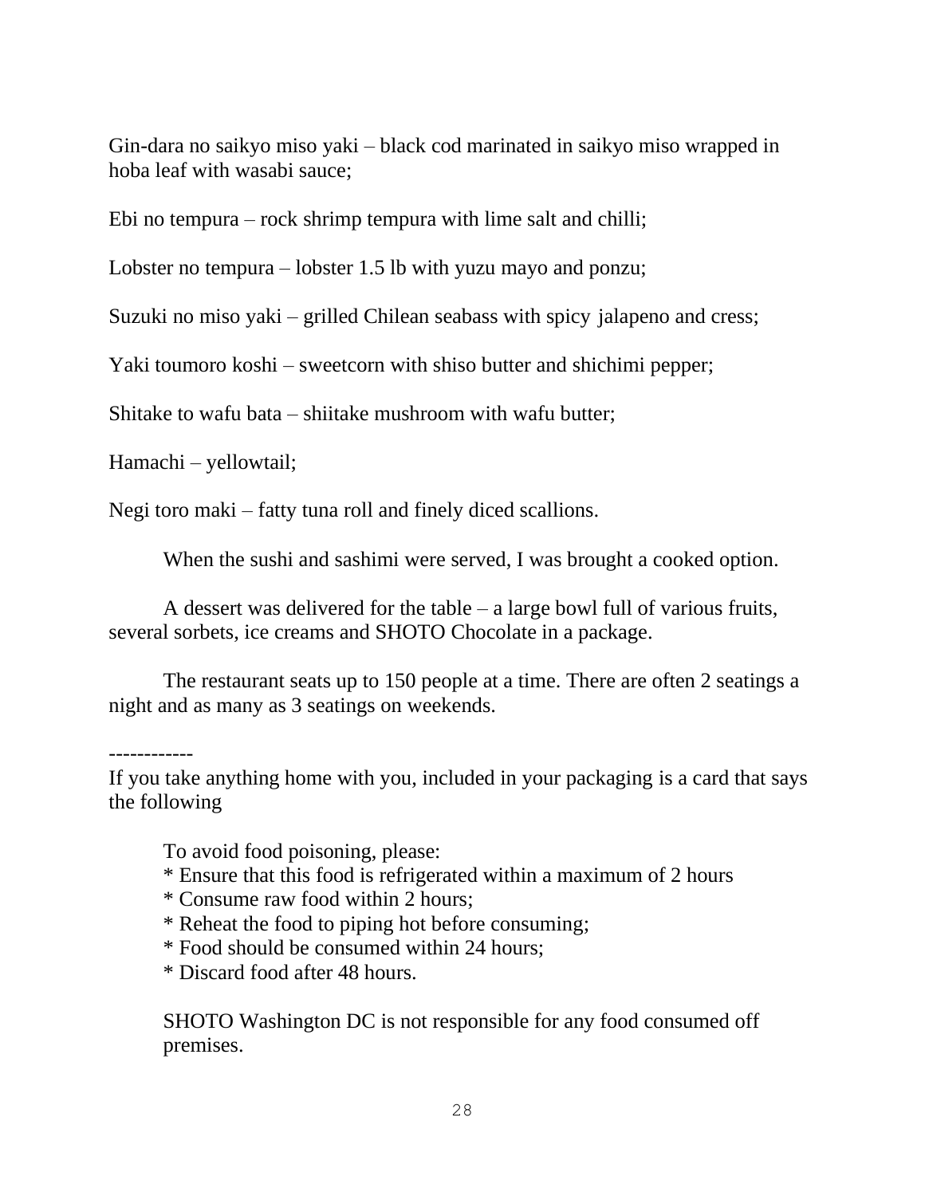Gin-dara no saikyo miso yaki – black cod marinated in saikyo miso wrapped in hoba leaf with wasabi sauce;

Ebi no tempura – rock shrimp tempura with lime salt and chilli;

Lobster no tempura – lobster 1.5 lb with yuzu mayo and ponzu;

Suzuki no miso yaki – grilled Chilean seabass with spicy jalapeno and cress;

Yaki toumoro koshi – sweetcorn with shiso butter and shichimi pepper;

Shitake to wafu bata – shiitake mushroom with wafu butter;

Hamachi – yellowtail;

Negi toro maki – fatty tuna roll and finely diced scallions.

When the sushi and sashimi were served, I was brought a cooked option.

A dessert was delivered for the table – a large bowl full of various fruits, several sorbets, ice creams and SHOTO Chocolate in a package.

The restaurant seats up to 150 people at a time. There are often 2 seatings a night and as many as 3 seatings on weekends.

------------

If you take anything home with you, included in your packaging is a card that says the following

> To avoid food poisoning, please:
> * Ensure that this food is refrigerated within a maximum of 2 hours
> * Consume raw food within 2 hours;
> * Reheat the food to piping hot before consuming;
> * Food should be consumed within 24 hours;
> * Discard food after 48 hours.
>
> SHOTO Washington DC is not responsible for any food consumed off premises.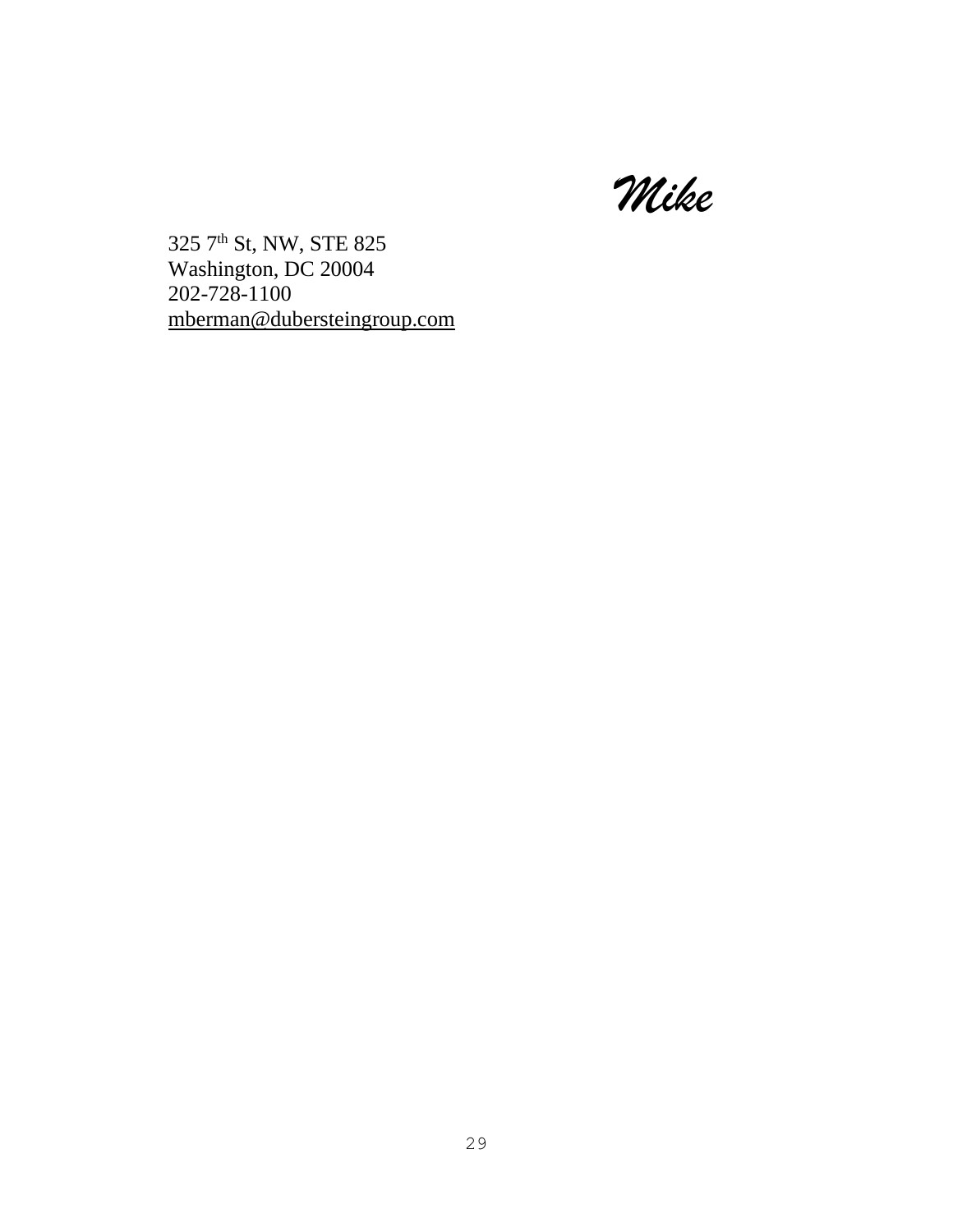***Mike***

325 7th St, NW, STE 825
Washington, DC 20004
202-728-1100
mberman@dubersteingroup.com